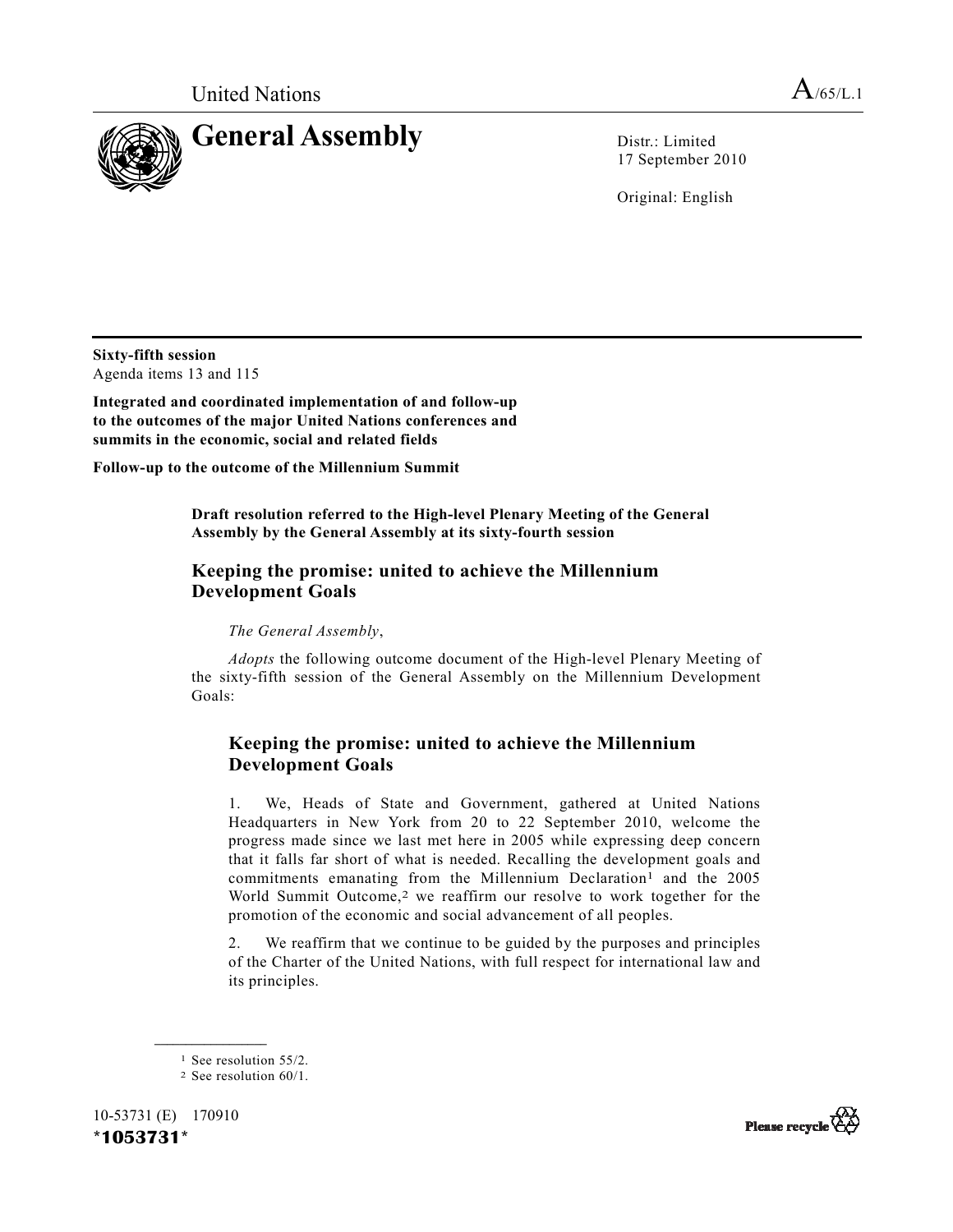United Nations A/65/L.1

# General Assembly

Distr.: Limited
17 September 2010

Original: English

**Sixty-fifth session**
Agenda items 13 and 115

**Integrated and coordinated implementation of and follow-up to the outcomes of the major United Nations conferences and summits in the economic, social and related fields**

**Follow-up to the outcome of the Millennium Summit**

**Draft resolution referred to the High-level Plenary Meeting of the General Assembly by the General Assembly at its sixty-fourth session**

## Keeping the promise: united to achieve the Millennium Development Goals

*The General Assembly*,

*Adopts* the following outcome document of the High-level Plenary Meeting of the sixty-fifth session of the General Assembly on the Millennium Development Goals:

## Keeping the promise: united to achieve the Millennium Development Goals

1. We, Heads of State and Government, gathered at United Nations Headquarters in New York from 20 to 22 September 2010, welcome the progress made since we last met here in 2005 while expressing deep concern that it falls far short of what is needed. Recalling the development goals and commitments emanating from the Millennium Declaration[1] and the 2005 World Summit Outcome,[2] we reaffirm our resolve to work together for the promotion of the economic and social advancement of all peoples.

2. We reaffirm that we continue to be guided by the purposes and principles of the Charter of the United Nations, with full respect for international law and its principles.

---

[1] See resolution 55/2.

[2] See resolution 60/1.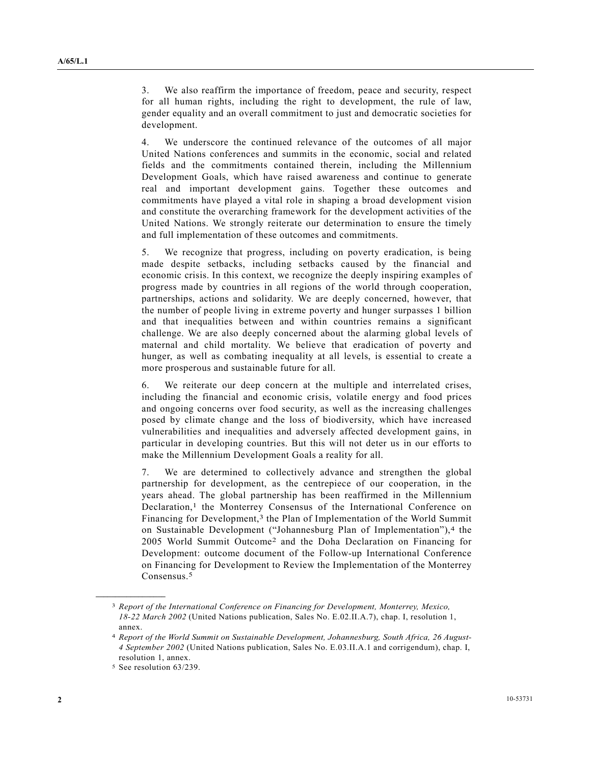3. We also reaffirm the importance of freedom, peace and security, respect for all human rights, including the right to development, the rule of law, gender equality and an overall commitment to just and democratic societies for development.

4. We underscore the continued relevance of the outcomes of all major United Nations conferences and summits in the economic, social and related fields and the commitments contained therein, including the Millennium Development Goals, which have raised awareness and continue to generate real and important development gains. Together these outcomes and commitments have played a vital role in shaping a broad development vision and constitute the overarching framework for the development activities of the United Nations. We strongly reiterate our determination to ensure the timely and full implementation of these outcomes and commitments.

5. We recognize that progress, including on poverty eradication, is being made despite setbacks, including setbacks caused by the financial and economic crisis. In this context, we recognize the deeply inspiring examples of progress made by countries in all regions of the world through cooperation, partnerships, actions and solidarity. We are deeply concerned, however, that the number of people living in extreme poverty and hunger surpasses 1 billion and that inequalities between and within countries remains a significant challenge. We are also deeply concerned about the alarming global levels of maternal and child mortality. We believe that eradication of poverty and hunger, as well as combating inequality at all levels, is essential to create a more prosperous and sustainable future for all.

6. We reiterate our deep concern at the multiple and interrelated crises, including the financial and economic crisis, volatile energy and food prices and ongoing concerns over food security, as well as the increasing challenges posed by climate change and the loss of biodiversity, which have increased vulnerabilities and inequalities and adversely affected development gains, in particular in developing countries. But this will not deter us in our efforts to make the Millennium Development Goals a reality for all.

7. We are determined to collectively advance and strengthen the global partnership for development, as the centrepiece of our cooperation, in the years ahead. The global partnership has been reaffirmed in the Millennium Declaration,[1] the Monterrey Consensus of the International Conference on Financing for Development,[3] the Plan of Implementation of the World Summit on Sustainable Development ("Johannesburg Plan of Implementation"),[4] the 2005 World Summit Outcome[2] and the Doha Declaration on Financing for Development: outcome document of the Follow-up International Conference on Financing for Development to Review the Implementation of the Monterrey Consensus.[5]

---

[3] *Report of the International Conference on Financing for Development, Monterrey, Mexico, 18-22 March 2002* (United Nations publication, Sales No. E.02.II.A.7), chap. I, resolution 1, annex.

[4] *Report of the World Summit on Sustainable Development, Johannesburg, South Africa, 26 August-4 September 2002* (United Nations publication, Sales No. E.03.II.A.1 and corrigendum), chap. I, resolution 1, annex.

[5] See resolution 63/239.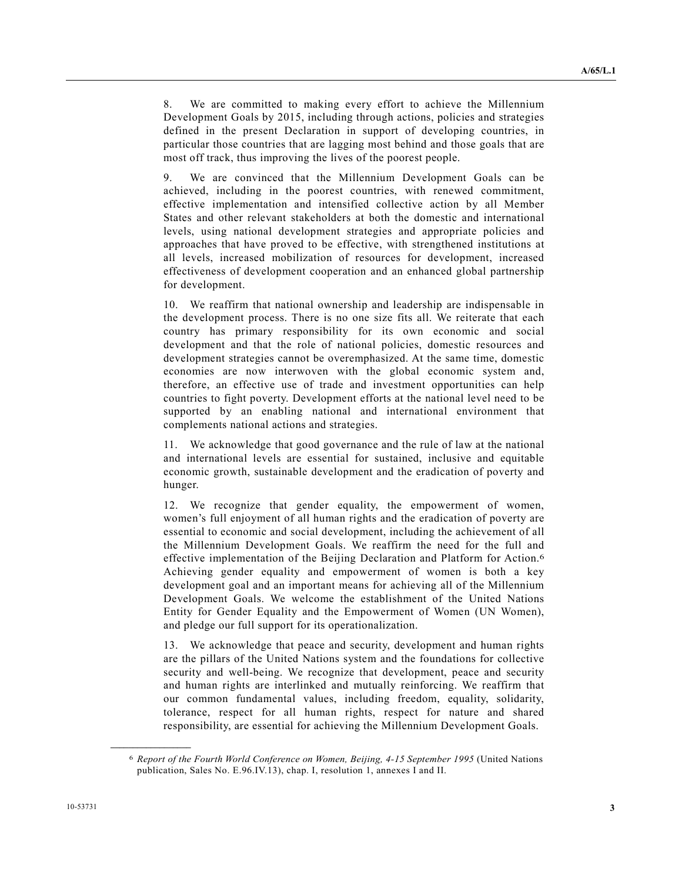8. We are committed to making every effort to achieve the Millennium Development Goals by 2015, including through actions, policies and strategies defined in the present Declaration in support of developing countries, in particular those countries that are lagging most behind and those goals that are most off track, thus improving the lives of the poorest people.

9. We are convinced that the Millennium Development Goals can be achieved, including in the poorest countries, with renewed commitment, effective implementation and intensified collective action by all Member States and other relevant stakeholders at both the domestic and international levels, using national development strategies and appropriate policies and approaches that have proved to be effective, with strengthened institutions at all levels, increased mobilization of resources for development, increased effectiveness of development cooperation and an enhanced global partnership for development.

10. We reaffirm that national ownership and leadership are indispensable in the development process. There is no one size fits all. We reiterate that each country has primary responsibility for its own economic and social development and that the role of national policies, domestic resources and development strategies cannot be overemphasized. At the same time, domestic economies are now interwoven with the global economic system and, therefore, an effective use of trade and investment opportunities can help countries to fight poverty. Development efforts at the national level need to be supported by an enabling national and international environment that complements national actions and strategies.

11. We acknowledge that good governance and the rule of law at the national and international levels are essential for sustained, inclusive and equitable economic growth, sustainable development and the eradication of poverty and hunger.

12. We recognize that gender equality, the empowerment of women, women's full enjoyment of all human rights and the eradication of poverty are essential to economic and social development, including the achievement of all the Millennium Development Goals. We reaffirm the need for the full and effective implementation of the Beijing Declaration and Platform for Action.[6] Achieving gender equality and empowerment of women is both a key development goal and an important means for achieving all of the Millennium Development Goals. We welcome the establishment of the United Nations Entity for Gender Equality and the Empowerment of Women (UN Women), and pledge our full support for its operationalization.

13. We acknowledge that peace and security, development and human rights are the pillars of the United Nations system and the foundations for collective security and well-being. We recognize that development, peace and security and human rights are interlinked and mutually reinforcing. We reaffirm that our common fundamental values, including freedom, equality, solidarity, tolerance, respect for all human rights, respect for nature and shared responsibility, are essential for achieving the Millennium Development Goals.

---

[6] *Report of the Fourth World Conference on Women, Beijing, 4-15 September 1995* (United Nations publication, Sales No. E.96.IV.13), chap. I, resolution 1, annexes I and II.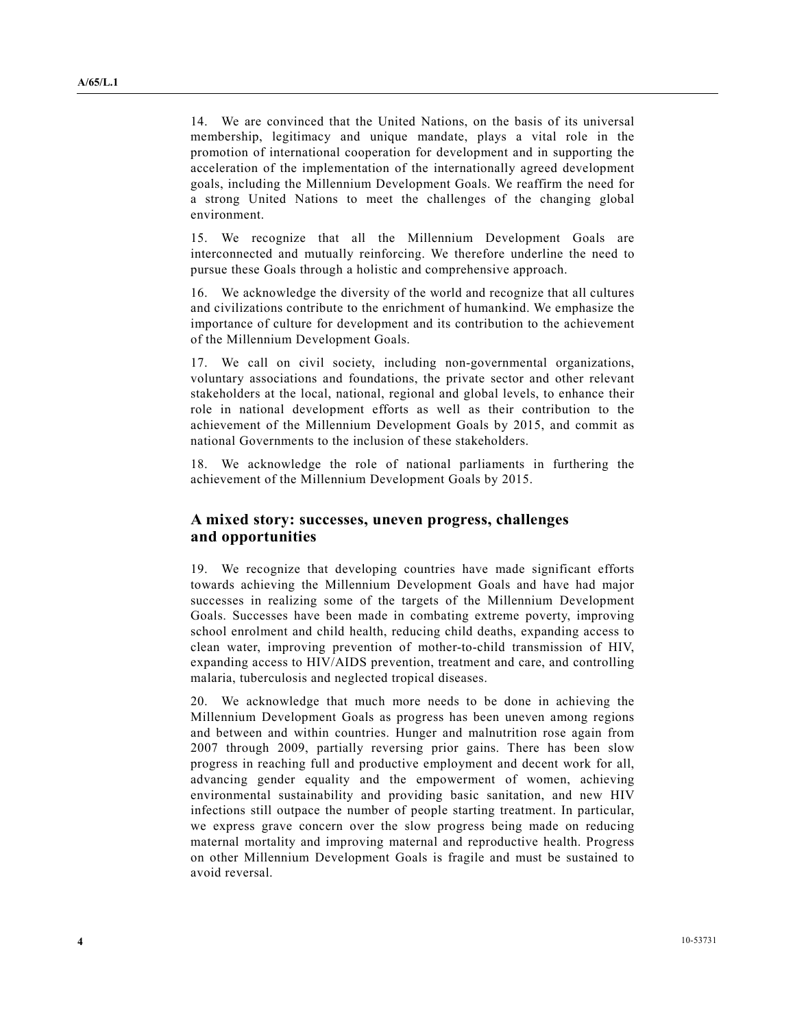14. We are convinced that the United Nations, on the basis of its universal membership, legitimacy and unique mandate, plays a vital role in the promotion of international cooperation for development and in supporting the acceleration of the implementation of the internationally agreed development goals, including the Millennium Development Goals. We reaffirm the need for a strong United Nations to meet the challenges of the changing global environment.

15. We recognize that all the Millennium Development Goals are interconnected and mutually reinforcing. We therefore underline the need to pursue these Goals through a holistic and comprehensive approach.

16. We acknowledge the diversity of the world and recognize that all cultures and civilizations contribute to the enrichment of humankind. We emphasize the importance of culture for development and its contribution to the achievement of the Millennium Development Goals.

17. We call on civil society, including non-governmental organizations, voluntary associations and foundations, the private sector and other relevant stakeholders at the local, national, regional and global levels, to enhance their role in national development efforts as well as their contribution to the achievement of the Millennium Development Goals by 2015, and commit as national Governments to the inclusion of these stakeholders.

18. We acknowledge the role of national parliaments in furthering the achievement of the Millennium Development Goals by 2015.

## A mixed story: successes, uneven progress, challenges and opportunities

19. We recognize that developing countries have made significant efforts towards achieving the Millennium Development Goals and have had major successes in realizing some of the targets of the Millennium Development Goals. Successes have been made in combating extreme poverty, improving school enrolment and child health, reducing child deaths, expanding access to clean water, improving prevention of mother-to-child transmission of HIV, expanding access to HIV/AIDS prevention, treatment and care, and controlling malaria, tuberculosis and neglected tropical diseases.

20. We acknowledge that much more needs to be done in achieving the Millennium Development Goals as progress has been uneven among regions and between and within countries. Hunger and malnutrition rose again from 2007 through 2009, partially reversing prior gains. There has been slow progress in reaching full and productive employment and decent work for all, advancing gender equality and the empowerment of women, achieving environmental sustainability and providing basic sanitation, and new HIV infections still outpace the number of people starting treatment. In particular, we express grave concern over the slow progress being made on reducing maternal mortality and improving maternal and reproductive health. Progress on other Millennium Development Goals is fragile and must be sustained to avoid reversal.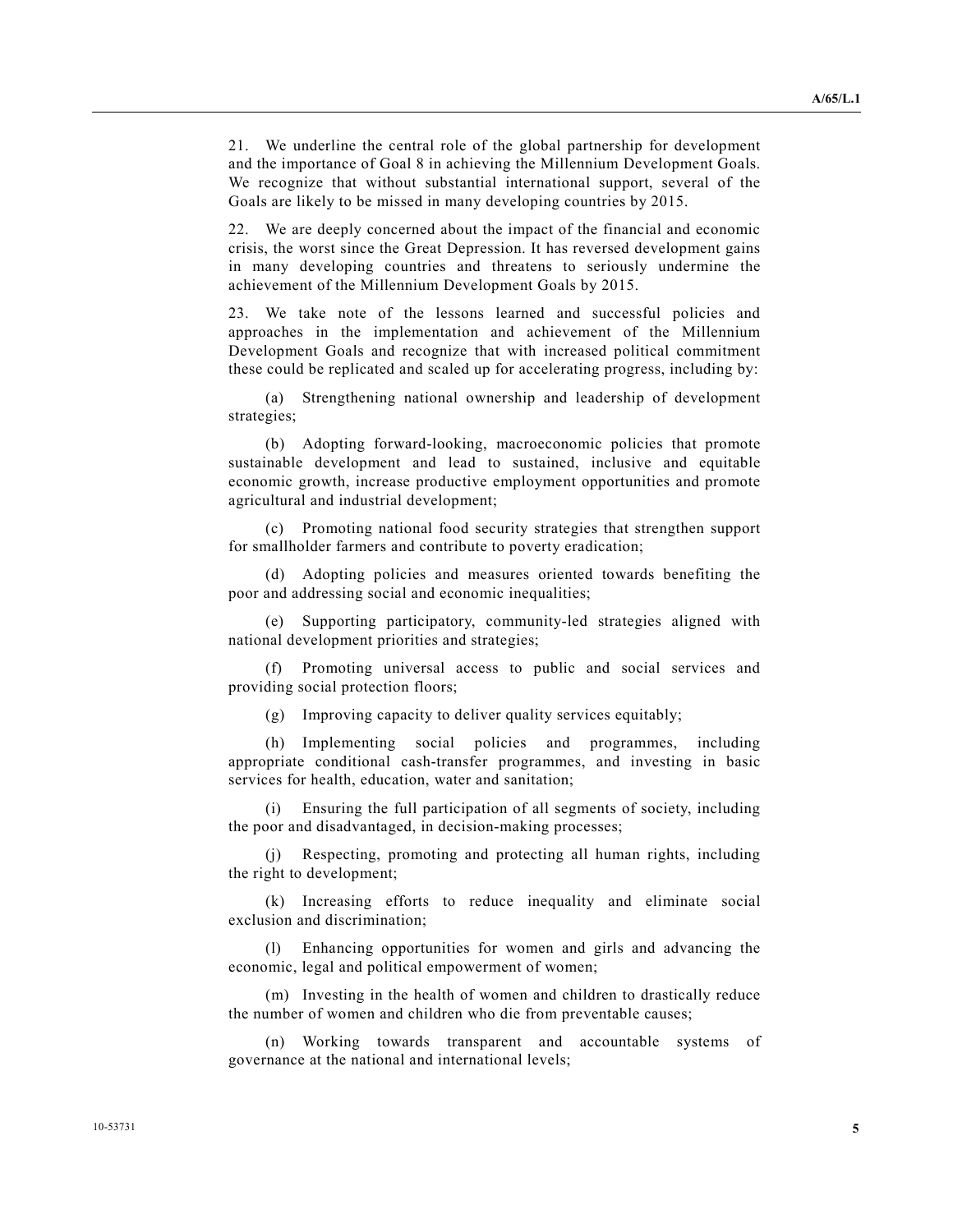21. We underline the central role of the global partnership for development and the importance of Goal 8 in achieving the Millennium Development Goals. We recognize that without substantial international support, several of the Goals are likely to be missed in many developing countries by 2015.

22. We are deeply concerned about the impact of the financial and economic crisis, the worst since the Great Depression. It has reversed development gains in many developing countries and threatens to seriously undermine the achievement of the Millennium Development Goals by 2015.

23. We take note of the lessons learned and successful policies and approaches in the implementation and achievement of the Millennium Development Goals and recognize that with increased political commitment these could be replicated and scaled up for accelerating progress, including by:

(a) Strengthening national ownership and leadership of development strategies;

(b) Adopting forward-looking, macroeconomic policies that promote sustainable development and lead to sustained, inclusive and equitable economic growth, increase productive employment opportunities and promote agricultural and industrial development;

(c) Promoting national food security strategies that strengthen support for smallholder farmers and contribute to poverty eradication;

(d) Adopting policies and measures oriented towards benefiting the poor and addressing social and economic inequalities;

(e) Supporting participatory, community-led strategies aligned with national development priorities and strategies;

(f) Promoting universal access to public and social services and providing social protection floors;

(g) Improving capacity to deliver quality services equitably;

(h) Implementing social policies and programmes, including appropriate conditional cash-transfer programmes, and investing in basic services for health, education, water and sanitation;

(i) Ensuring the full participation of all segments of society, including the poor and disadvantaged, in decision-making processes;

(j) Respecting, promoting and protecting all human rights, including the right to development;

(k) Increasing efforts to reduce inequality and eliminate social exclusion and discrimination;

(l) Enhancing opportunities for women and girls and advancing the economic, legal and political empowerment of women;

(m) Investing in the health of women and children to drastically reduce the number of women and children who die from preventable causes;

(n) Working towards transparent and accountable systems of governance at the national and international levels;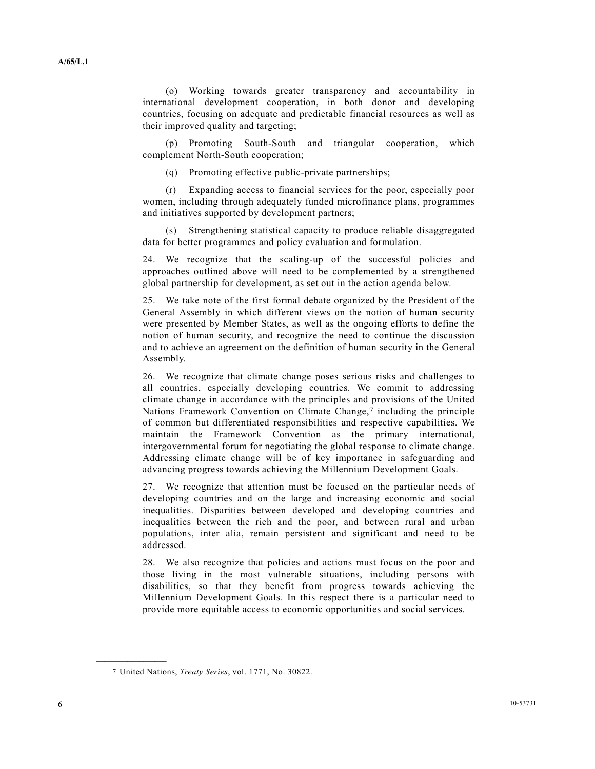(o) Working towards greater transparency and accountability in international development cooperation, in both donor and developing countries, focusing on adequate and predictable financial resources as well as their improved quality and targeting;

(p) Promoting South-South and triangular cooperation, which complement North-South cooperation;

(q) Promoting effective public-private partnerships;

(r) Expanding access to financial services for the poor, especially poor women, including through adequately funded microfinance plans, programmes and initiatives supported by development partners;

(s) Strengthening statistical capacity to produce reliable disaggregated data for better programmes and policy evaluation and formulation.

24. We recognize that the scaling-up of the successful policies and approaches outlined above will need to be complemented by a strengthened global partnership for development, as set out in the action agenda below.

25. We take note of the first formal debate organized by the President of the General Assembly in which different views on the notion of human security were presented by Member States, as well as the ongoing efforts to define the notion of human security, and recognize the need to continue the discussion and to achieve an agreement on the definition of human security in the General Assembly.

26. We recognize that climate change poses serious risks and challenges to all countries, especially developing countries. We commit to addressing climate change in accordance with the principles and provisions of the United Nations Framework Convention on Climate Change,[7] including the principle of common but differentiated responsibilities and respective capabilities. We maintain the Framework Convention as the primary international, intergovernmental forum for negotiating the global response to climate change. Addressing climate change will be of key importance in safeguarding and advancing progress towards achieving the Millennium Development Goals.

27. We recognize that attention must be focused on the particular needs of developing countries and on the large and increasing economic and social inequalities. Disparities between developed and developing countries and inequalities between the rich and the poor, and between rural and urban populations, inter alia, remain persistent and significant and need to be addressed.

28. We also recognize that policies and actions must focus on the poor and those living in the most vulnerable situations, including persons with disabilities, so that they benefit from progress towards achieving the Millennium Development Goals. In this respect there is a particular need to provide more equitable access to economic opportunities and social services.

---

[7] United Nations, *Treaty Series*, vol. 1771, No. 30822.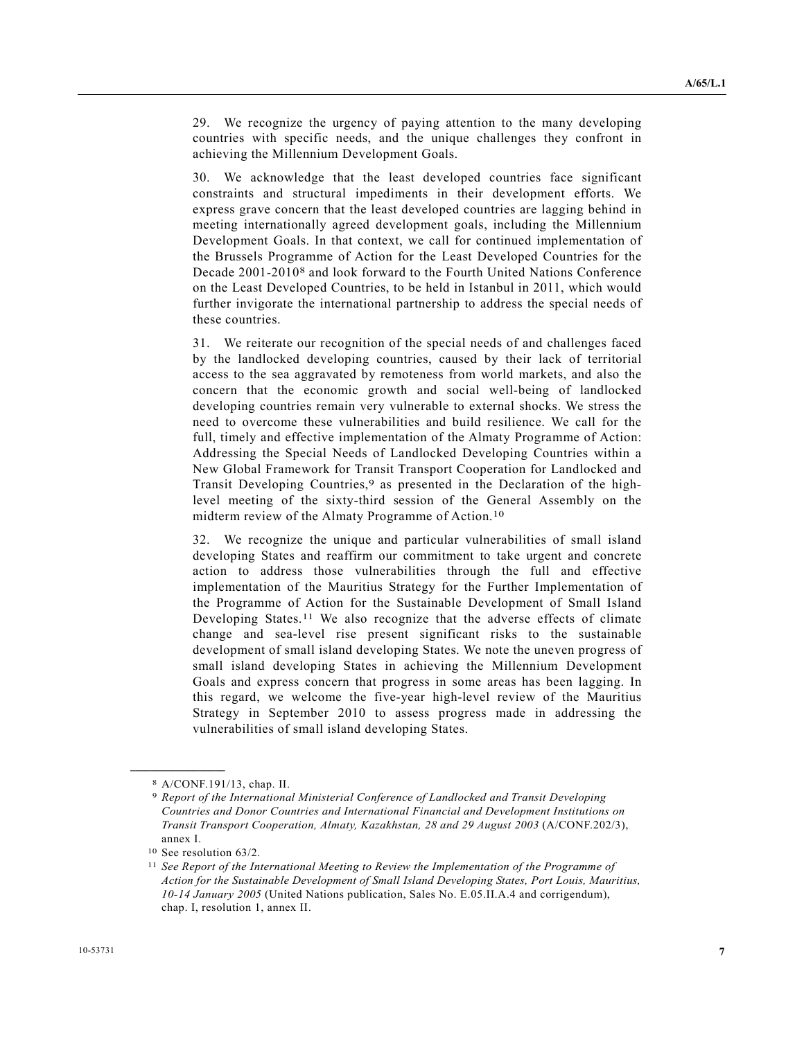29. We recognize the urgency of paying attention to the many developing countries with specific needs, and the unique challenges they confront in achieving the Millennium Development Goals.

30. We acknowledge that the least developed countries face significant constraints and structural impediments in their development efforts. We express grave concern that the least developed countries are lagging behind in meeting internationally agreed development goals, including the Millennium Development Goals. In that context, we call for continued implementation of the Brussels Programme of Action for the Least Developed Countries for the Decade 2001-2010[8] and look forward to the Fourth United Nations Conference on the Least Developed Countries, to be held in Istanbul in 2011, which would further invigorate the international partnership to address the special needs of these countries.

31. We reiterate our recognition of the special needs of and challenges faced by the landlocked developing countries, caused by their lack of territorial access to the sea aggravated by remoteness from world markets, and also the concern that the economic growth and social well-being of landlocked developing countries remain very vulnerable to external shocks. We stress the need to overcome these vulnerabilities and build resilience. We call for the full, timely and effective implementation of the Almaty Programme of Action: Addressing the Special Needs of Landlocked Developing Countries within a New Global Framework for Transit Transport Cooperation for Landlocked and Transit Developing Countries,[9] as presented in the Declaration of the high-level meeting of the sixty-third session of the General Assembly on the midterm review of the Almaty Programme of Action.[10]

32. We recognize the unique and particular vulnerabilities of small island developing States and reaffirm our commitment to take urgent and concrete action to address those vulnerabilities through the full and effective implementation of the Mauritius Strategy for the Further Implementation of the Programme of Action for the Sustainable Development of Small Island Developing States.[11] We also recognize that the adverse effects of climate change and sea-level rise present significant risks to the sustainable development of small island developing States. We note the uneven progress of small island developing States in achieving the Millennium Development Goals and express concern that progress in some areas has been lagging. In this regard, we welcome the five-year high-level review of the Mauritius Strategy in September 2010 to assess progress made in addressing the vulnerabilities of small island developing States.

---

[8] A/CONF.191/13, chap. II.

[9] *Report of the International Ministerial Conference of Landlocked and Transit Developing Countries and Donor Countries and International Financial and Development Institutions on Transit Transport Cooperation, Almaty, Kazakhstan, 28 and 29 August 2003* (A/CONF.202/3), annex I.

[10] See resolution 63/2.

[11] *See Report of the International Meeting to Review the Implementation of the Programme of Action for the Sustainable Development of Small Island Developing States, Port Louis, Mauritius, 10-14 January 2005* (United Nations publication, Sales No. E.05.II.A.4 and corrigendum), chap. I, resolution 1, annex II.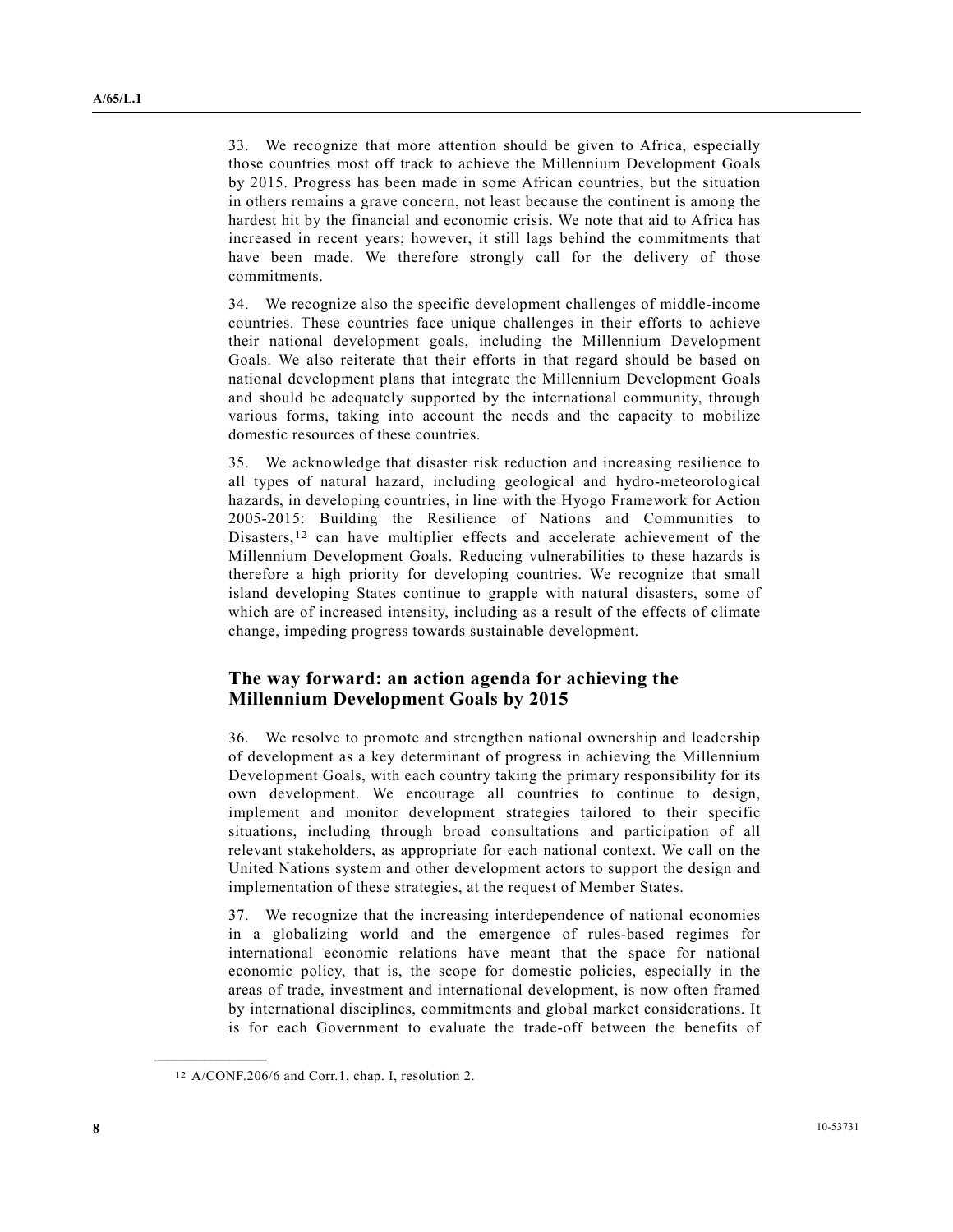33. We recognize that more attention should be given to Africa, especially those countries most off track to achieve the Millennium Development Goals by 2015. Progress has been made in some African countries, but the situation in others remains a grave concern, not least because the continent is among the hardest hit by the financial and economic crisis. We note that aid to Africa has increased in recent years; however, it still lags behind the commitments that have been made. We therefore strongly call for the delivery of those commitments.

34. We recognize also the specific development challenges of middle-income countries. These countries face unique challenges in their efforts to achieve their national development goals, including the Millennium Development Goals. We also reiterate that their efforts in that regard should be based on national development plans that integrate the Millennium Development Goals and should be adequately supported by the international community, through various forms, taking into account the needs and the capacity to mobilize domestic resources of these countries.

35. We acknowledge that disaster risk reduction and increasing resilience to all types of natural hazard, including geological and hydro-meteorological hazards, in developing countries, in line with the Hyogo Framework for Action 2005-2015: Building the Resilience of Nations and Communities to Disasters,[12] can have multiplier effects and accelerate achievement of the Millennium Development Goals. Reducing vulnerabilities to these hazards is therefore a high priority for developing countries. We recognize that small island developing States continue to grapple with natural disasters, some of which are of increased intensity, including as a result of the effects of climate change, impeding progress towards sustainable development.

## The way forward: an action agenda for achieving the Millennium Development Goals by 2015

36. We resolve to promote and strengthen national ownership and leadership of development as a key determinant of progress in achieving the Millennium Development Goals, with each country taking the primary responsibility for its own development. We encourage all countries to continue to design, implement and monitor development strategies tailored to their specific situations, including through broad consultations and participation of all relevant stakeholders, as appropriate for each national context. We call on the United Nations system and other development actors to support the design and implementation of these strategies, at the request of Member States.

37. We recognize that the increasing interdependence of national economies in a globalizing world and the emergence of rules-based regimes for international economic relations have meant that the space for national economic policy, that is, the scope for domestic policies, especially in the areas of trade, investment and international development, is now often framed by international disciplines, commitments and global market considerations. It is for each Government to evaluate the trade-off between the benefits of

---

[12] A/CONF.206/6 and Corr.1, chap. I, resolution 2.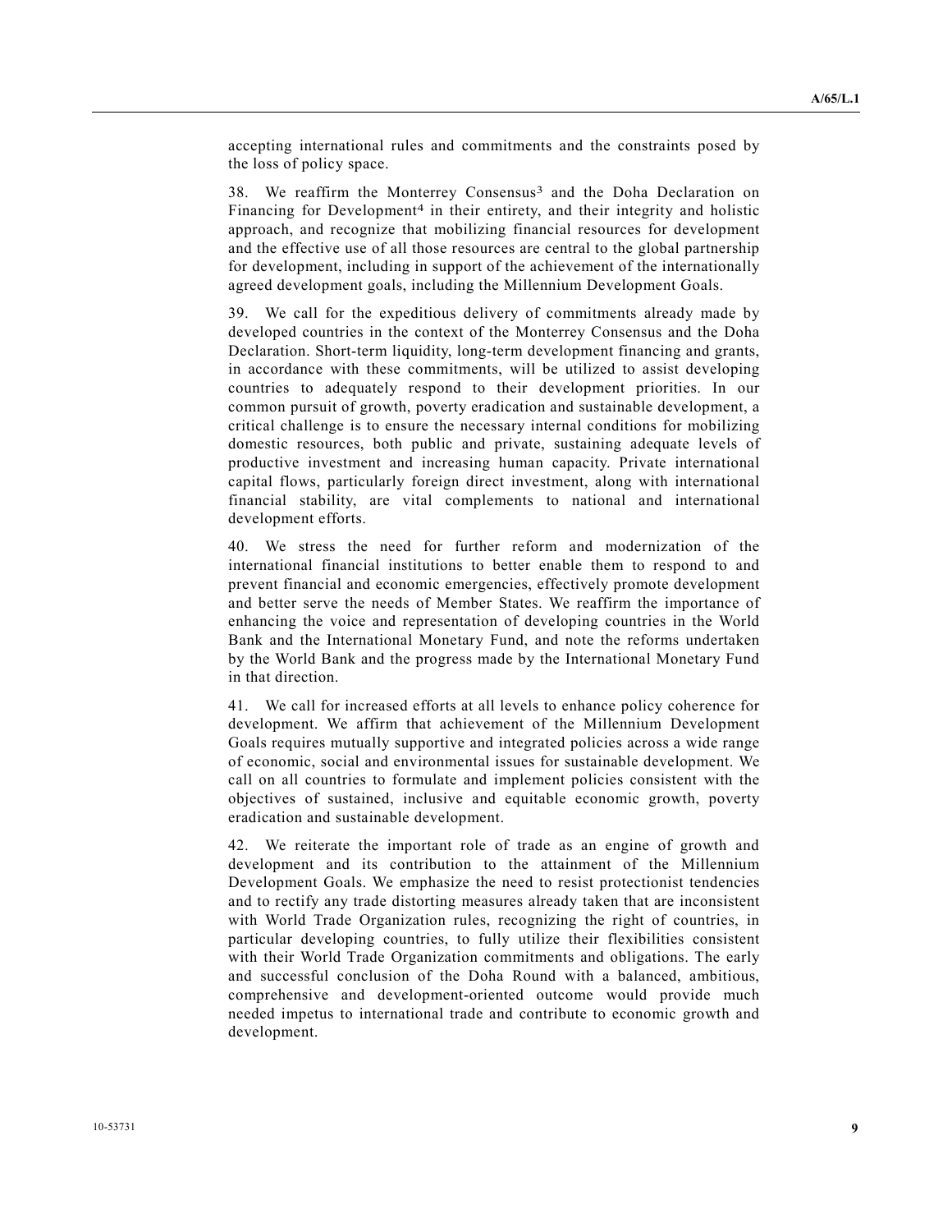accepting international rules and commitments and the constraints posed by the loss of policy space.

38. We reaffirm the Monterrey Consensus[3] and the Doha Declaration on Financing for Development[4] in their entirety, and their integrity and holistic approach, and recognize that mobilizing financial resources for development and the effective use of all those resources are central to the global partnership for development, including in support of the achievement of the internationally agreed development goals, including the Millennium Development Goals.

39. We call for the expeditious delivery of commitments already made by developed countries in the context of the Monterrey Consensus and the Doha Declaration. Short-term liquidity, long-term development financing and grants, in accordance with these commitments, will be utilized to assist developing countries to adequately respond to their development priorities. In our common pursuit of growth, poverty eradication and sustainable development, a critical challenge is to ensure the necessary internal conditions for mobilizing domestic resources, both public and private, sustaining adequate levels of productive investment and increasing human capacity. Private international capital flows, particularly foreign direct investment, along with international financial stability, are vital complements to national and international development efforts.

40. We stress the need for further reform and modernization of the international financial institutions to better enable them to respond to and prevent financial and economic emergencies, effectively promote development and better serve the needs of Member States. We reaffirm the importance of enhancing the voice and representation of developing countries in the World Bank and the International Monetary Fund, and note the reforms undertaken by the World Bank and the progress made by the International Monetary Fund in that direction.

41. We call for increased efforts at all levels to enhance policy coherence for development. We affirm that achievement of the Millennium Development Goals requires mutually supportive and integrated policies across a wide range of economic, social and environmental issues for sustainable development. We call on all countries to formulate and implement policies consistent with the objectives of sustained, inclusive and equitable economic growth, poverty eradication and sustainable development.

42. We reiterate the important role of trade as an engine of growth and development and its contribution to the attainment of the Millennium Development Goals. We emphasize the need to resist protectionist tendencies and to rectify any trade distorting measures already taken that are inconsistent with World Trade Organization rules, recognizing the right of countries, in particular developing countries, to fully utilize their flexibilities consistent with their World Trade Organization commitments and obligations. The early and successful conclusion of the Doha Round with a balanced, ambitious, comprehensive and development-oriented outcome would provide much needed impetus to international trade and contribute to economic growth and development.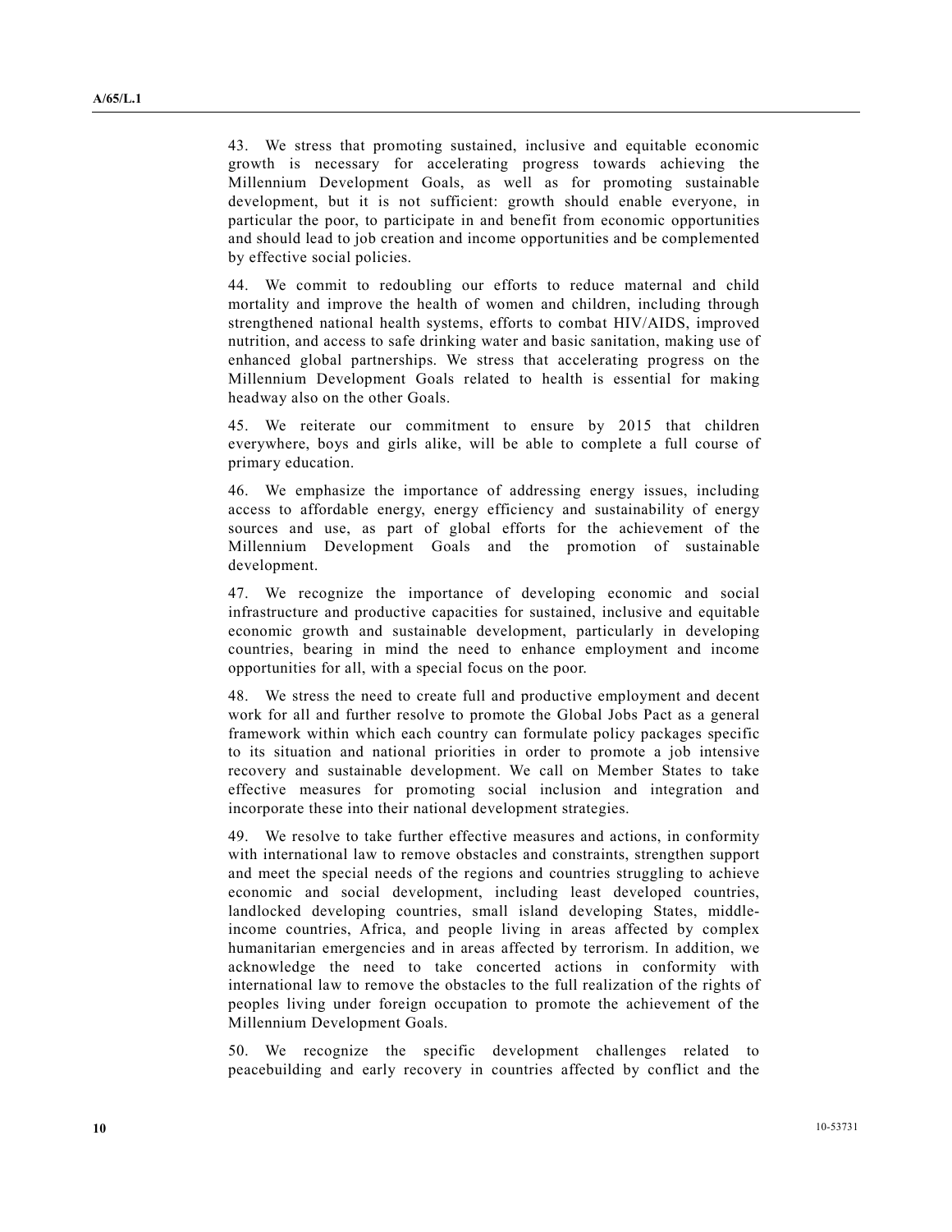43. We stress that promoting sustained, inclusive and equitable economic growth is necessary for accelerating progress towards achieving the Millennium Development Goals, as well as for promoting sustainable development, but it is not sufficient: growth should enable everyone, in particular the poor, to participate in and benefit from economic opportunities and should lead to job creation and income opportunities and be complemented by effective social policies.

44. We commit to redoubling our efforts to reduce maternal and child mortality and improve the health of women and children, including through strengthened national health systems, efforts to combat HIV/AIDS, improved nutrition, and access to safe drinking water and basic sanitation, making use of enhanced global partnerships. We stress that accelerating progress on the Millennium Development Goals related to health is essential for making headway also on the other Goals.

45. We reiterate our commitment to ensure by 2015 that children everywhere, boys and girls alike, will be able to complete a full course of primary education.

46. We emphasize the importance of addressing energy issues, including access to affordable energy, energy efficiency and sustainability of energy sources and use, as part of global efforts for the achievement of the Millennium Development Goals and the promotion of sustainable development.

47. We recognize the importance of developing economic and social infrastructure and productive capacities for sustained, inclusive and equitable economic growth and sustainable development, particularly in developing countries, bearing in mind the need to enhance employment and income opportunities for all, with a special focus on the poor.

48. We stress the need to create full and productive employment and decent work for all and further resolve to promote the Global Jobs Pact as a general framework within which each country can formulate policy packages specific to its situation and national priorities in order to promote a job intensive recovery and sustainable development. We call on Member States to take effective measures for promoting social inclusion and integration and incorporate these into their national development strategies.

49. We resolve to take further effective measures and actions, in conformity with international law to remove obstacles and constraints, strengthen support and meet the special needs of the regions and countries struggling to achieve economic and social development, including least developed countries, landlocked developing countries, small island developing States, middle-income countries, Africa, and people living in areas affected by complex humanitarian emergencies and in areas affected by terrorism. In addition, we acknowledge the need to take concerted actions in conformity with international law to remove the obstacles to the full realization of the rights of peoples living under foreign occupation to promote the achievement of the Millennium Development Goals.

50. We recognize the specific development challenges related to peacebuilding and early recovery in countries affected by conflict and the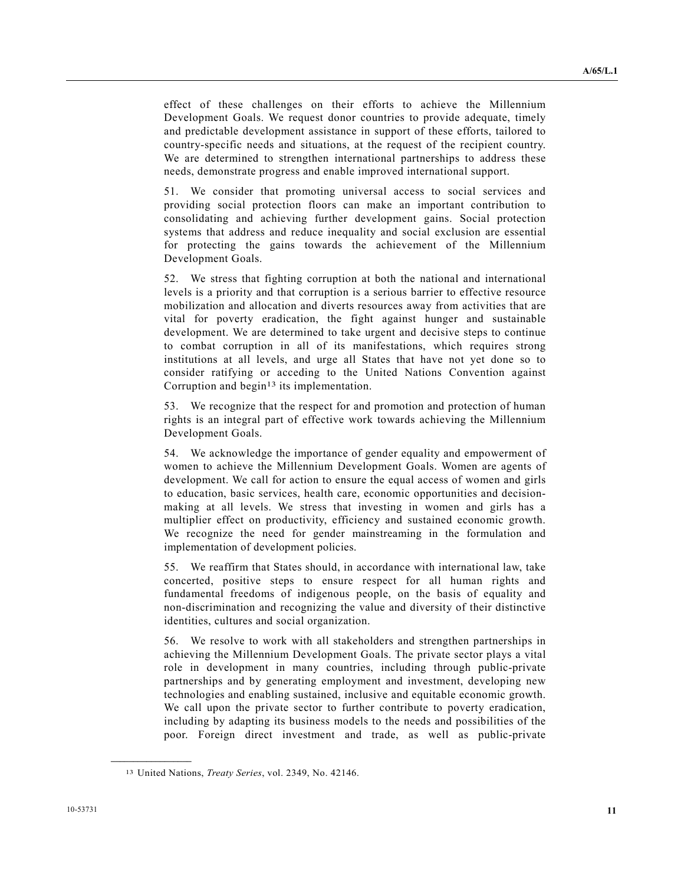effect of these challenges on their efforts to achieve the Millennium Development Goals. We request donor countries to provide adequate, timely and predictable development assistance in support of these efforts, tailored to country-specific needs and situations, at the request of the recipient country. We are determined to strengthen international partnerships to address these needs, demonstrate progress and enable improved international support.

51. We consider that promoting universal access to social services and providing social protection floors can make an important contribution to consolidating and achieving further development gains. Social protection systems that address and reduce inequality and social exclusion are essential for protecting the gains towards the achievement of the Millennium Development Goals.

52. We stress that fighting corruption at both the national and international levels is a priority and that corruption is a serious barrier to effective resource mobilization and allocation and diverts resources away from activities that are vital for poverty eradication, the fight against hunger and sustainable development. We are determined to take urgent and decisive steps to continue to combat corruption in all of its manifestations, which requires strong institutions at all levels, and urge all States that have not yet done so to consider ratifying or acceding to the United Nations Convention against Corruption and begin[13] its implementation.

53. We recognize that the respect for and promotion and protection of human rights is an integral part of effective work towards achieving the Millennium Development Goals.

54. We acknowledge the importance of gender equality and empowerment of women to achieve the Millennium Development Goals. Women are agents of development. We call for action to ensure the equal access of women and girls to education, basic services, health care, economic opportunities and decision-making at all levels. We stress that investing in women and girls has a multiplier effect on productivity, efficiency and sustained economic growth. We recognize the need for gender mainstreaming in the formulation and implementation of development policies.

55. We reaffirm that States should, in accordance with international law, take concerted, positive steps to ensure respect for all human rights and fundamental freedoms of indigenous people, on the basis of equality and non-discrimination and recognizing the value and diversity of their distinctive identities, cultures and social organization.

56. We resolve to work with all stakeholders and strengthen partnerships in achieving the Millennium Development Goals. The private sector plays a vital role in development in many countries, including through public-private partnerships and by generating employment and investment, developing new technologies and enabling sustained, inclusive and equitable economic growth. We call upon the private sector to further contribute to poverty eradication, including by adapting its business models to the needs and possibilities of the poor. Foreign direct investment and trade, as well as public-private

---

[13] United Nations, *Treaty Series*, vol. 2349, No. 42146.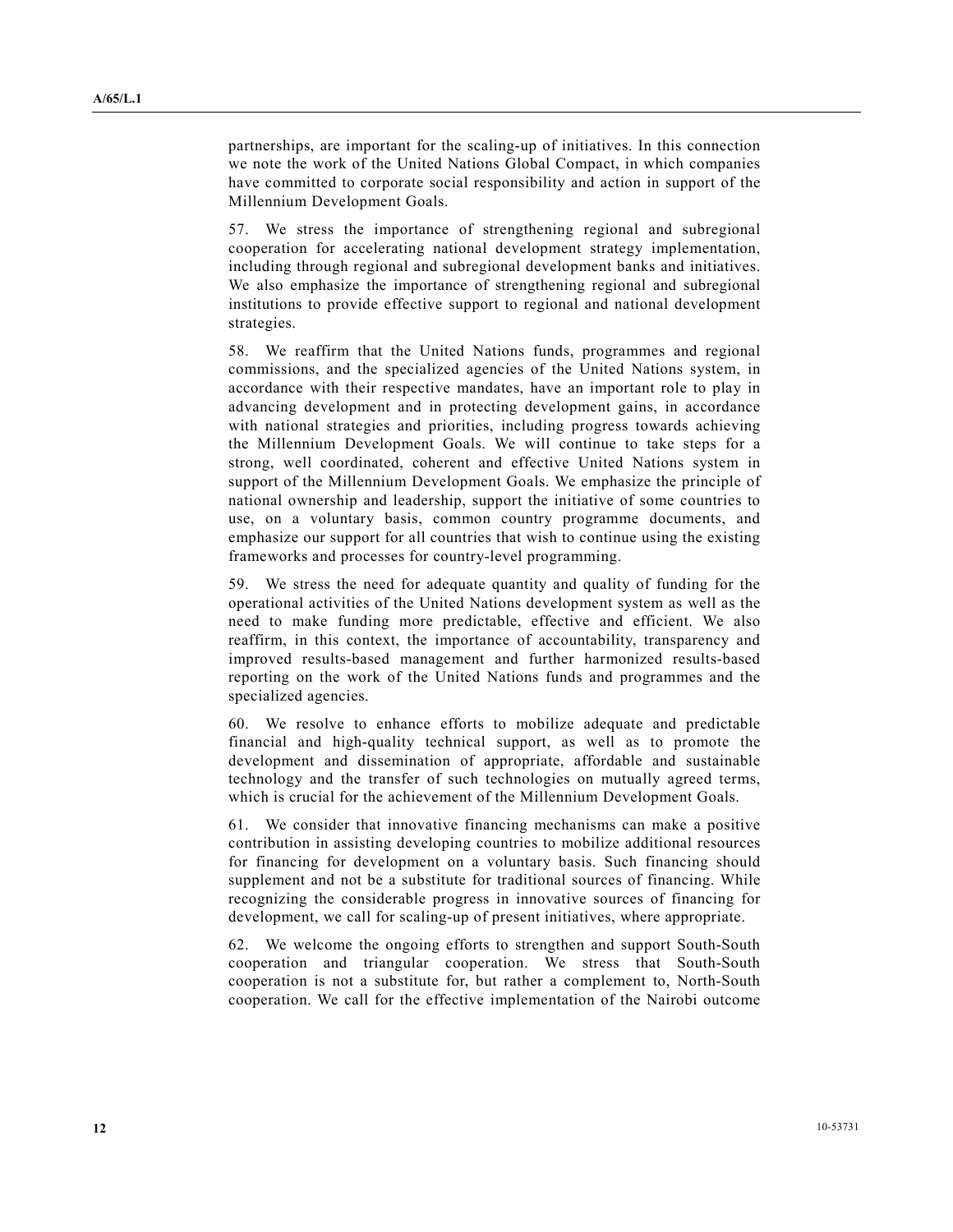partnerships, are important for the scaling-up of initiatives. In this connection we note the work of the United Nations Global Compact, in which companies have committed to corporate social responsibility and action in support of the Millennium Development Goals.

57. We stress the importance of strengthening regional and subregional cooperation for accelerating national development strategy implementation, including through regional and subregional development banks and initiatives. We also emphasize the importance of strengthening regional and subregional institutions to provide effective support to regional and national development strategies.

58. We reaffirm that the United Nations funds, programmes and regional commissions, and the specialized agencies of the United Nations system, in accordance with their respective mandates, have an important role to play in advancing development and in protecting development gains, in accordance with national strategies and priorities, including progress towards achieving the Millennium Development Goals. We will continue to take steps for a strong, well coordinated, coherent and effective United Nations system in support of the Millennium Development Goals. We emphasize the principle of national ownership and leadership, support the initiative of some countries to use, on a voluntary basis, common country programme documents, and emphasize our support for all countries that wish to continue using the existing frameworks and processes for country-level programming.

59. We stress the need for adequate quantity and quality of funding for the operational activities of the United Nations development system as well as the need to make funding more predictable, effective and efficient. We also reaffirm, in this context, the importance of accountability, transparency and improved results-based management and further harmonized results-based reporting on the work of the United Nations funds and programmes and the specialized agencies.

60. We resolve to enhance efforts to mobilize adequate and predictable financial and high-quality technical support, as well as to promote the development and dissemination of appropriate, affordable and sustainable technology and the transfer of such technologies on mutually agreed terms, which is crucial for the achievement of the Millennium Development Goals.

61. We consider that innovative financing mechanisms can make a positive contribution in assisting developing countries to mobilize additional resources for financing for development on a voluntary basis. Such financing should supplement and not be a substitute for traditional sources of financing. While recognizing the considerable progress in innovative sources of financing for development, we call for scaling-up of present initiatives, where appropriate.

62. We welcome the ongoing efforts to strengthen and support South-South cooperation and triangular cooperation. We stress that South-South cooperation is not a substitute for, but rather a complement to, North-South cooperation. We call for the effective implementation of the Nairobi outcome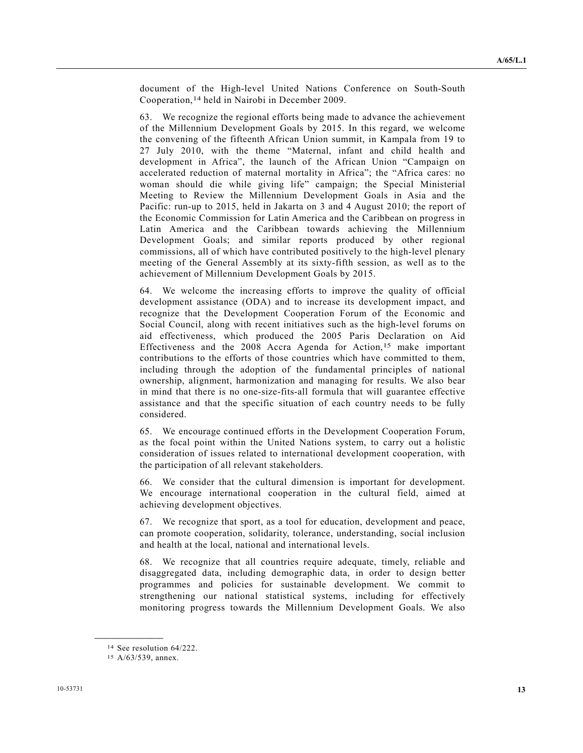document of the High-level United Nations Conference on South-South Cooperation,[14] held in Nairobi in December 2009.

63. We recognize the regional efforts being made to advance the achievement of the Millennium Development Goals by 2015. In this regard, we welcome the convening of the fifteenth African Union summit, in Kampala from 19 to 27 July 2010, with the theme "Maternal, infant and child health and development in Africa", the launch of the African Union "Campaign on accelerated reduction of maternal mortality in Africa"; the "Africa cares: no woman should die while giving life" campaign; the Special Ministerial Meeting to Review the Millennium Development Goals in Asia and the Pacific: run-up to 2015, held in Jakarta on 3 and 4 August 2010; the report of the Economic Commission for Latin America and the Caribbean on progress in Latin America and the Caribbean towards achieving the Millennium Development Goals; and similar reports produced by other regional commissions, all of which have contributed positively to the high-level plenary meeting of the General Assembly at its sixty-fifth session, as well as to the achievement of Millennium Development Goals by 2015.

64. We welcome the increasing efforts to improve the quality of official development assistance (ODA) and to increase its development impact, and recognize that the Development Cooperation Forum of the Economic and Social Council, along with recent initiatives such as the high-level forums on aid effectiveness, which produced the 2005 Paris Declaration on Aid Effectiveness and the 2008 Accra Agenda for Action,[15] make important contributions to the efforts of those countries which have committed to them, including through the adoption of the fundamental principles of national ownership, alignment, harmonization and managing for results. We also bear in mind that there is no one-size-fits-all formula that will guarantee effective assistance and that the specific situation of each country needs to be fully considered.

65. We encourage continued efforts in the Development Cooperation Forum, as the focal point within the United Nations system, to carry out a holistic consideration of issues related to international development cooperation, with the participation of all relevant stakeholders.

66. We consider that the cultural dimension is important for development. We encourage international cooperation in the cultural field, aimed at achieving development objectives.

67. We recognize that sport, as a tool for education, development and peace, can promote cooperation, solidarity, tolerance, understanding, social inclusion and health at the local, national and international levels.

68. We recognize that all countries require adequate, timely, reliable and disaggregated data, including demographic data, in order to design better programmes and policies for sustainable development. We commit to strengthening our national statistical systems, including for effectively monitoring progress towards the Millennium Development Goals. We also

---

[14] See resolution 64/222.

[15] A/63/539, annex.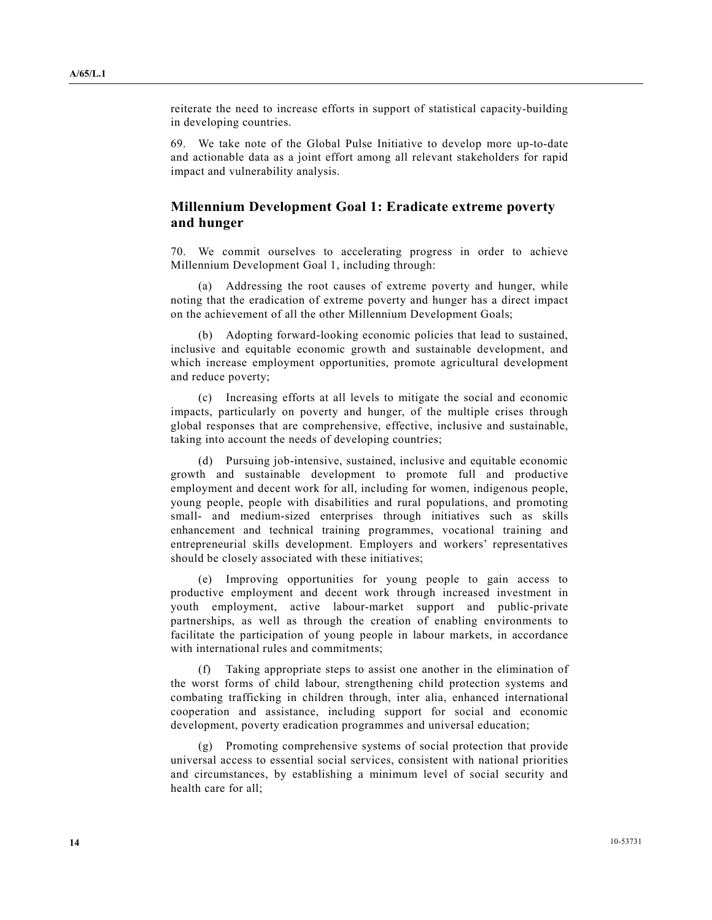reiterate the need to increase efforts in support of statistical capacity-building in developing countries.

69. We take note of the Global Pulse Initiative to develop more up-to-date and actionable data as a joint effort among all relevant stakeholders for rapid impact and vulnerability analysis.

## Millennium Development Goal 1: Eradicate extreme poverty and hunger

70. We commit ourselves to accelerating progress in order to achieve Millennium Development Goal 1, including through:

(a) Addressing the root causes of extreme poverty and hunger, while noting that the eradication of extreme poverty and hunger has a direct impact on the achievement of all the other Millennium Development Goals;

(b) Adopting forward-looking economic policies that lead to sustained, inclusive and equitable economic growth and sustainable development, and which increase employment opportunities, promote agricultural development and reduce poverty;

(c) Increasing efforts at all levels to mitigate the social and economic impacts, particularly on poverty and hunger, of the multiple crises through global responses that are comprehensive, effective, inclusive and sustainable, taking into account the needs of developing countries;

(d) Pursuing job-intensive, sustained, inclusive and equitable economic growth and sustainable development to promote full and productive employment and decent work for all, including for women, indigenous people, young people, people with disabilities and rural populations, and promoting small- and medium-sized enterprises through initiatives such as skills enhancement and technical training programmes, vocational training and entrepreneurial skills development. Employers and workers' representatives should be closely associated with these initiatives;

(e) Improving opportunities for young people to gain access to productive employment and decent work through increased investment in youth employment, active labour-market support and public-private partnerships, as well as through the creation of enabling environments to facilitate the participation of young people in labour markets, in accordance with international rules and commitments;

(f) Taking appropriate steps to assist one another in the elimination of the worst forms of child labour, strengthening child protection systems and combating trafficking in children through, inter alia, enhanced international cooperation and assistance, including support for social and economic development, poverty eradication programmes and universal education;

(g) Promoting comprehensive systems of social protection that provide universal access to essential social services, consistent with national priorities and circumstances, by establishing a minimum level of social security and health care for all;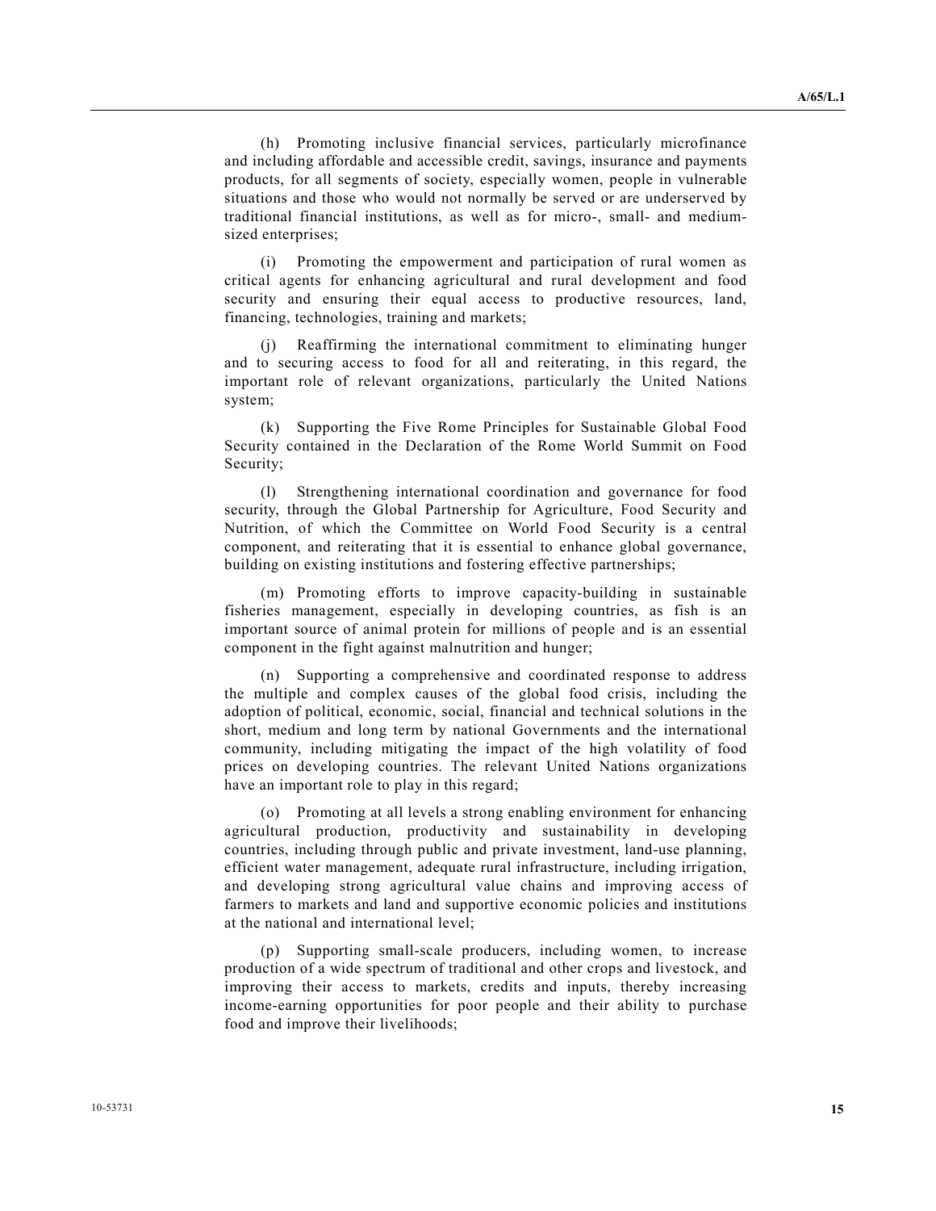(h) Promoting inclusive financial services, particularly microfinance and including affordable and accessible credit, savings, insurance and payments products, for all segments of society, especially women, people in vulnerable situations and those who would not normally be served or are underserved by traditional financial institutions, as well as for micro-, small- and medium-sized enterprises;

(i) Promoting the empowerment and participation of rural women as critical agents for enhancing agricultural and rural development and food security and ensuring their equal access to productive resources, land, financing, technologies, training and markets;

(j) Reaffirming the international commitment to eliminating hunger and to securing access to food for all and reiterating, in this regard, the important role of relevant organizations, particularly the United Nations system;

(k) Supporting the Five Rome Principles for Sustainable Global Food Security contained in the Declaration of the Rome World Summit on Food Security;

(l) Strengthening international coordination and governance for food security, through the Global Partnership for Agriculture, Food Security and Nutrition, of which the Committee on World Food Security is a central component, and reiterating that it is essential to enhance global governance, building on existing institutions and fostering effective partnerships;

(m) Promoting efforts to improve capacity-building in sustainable fisheries management, especially in developing countries, as fish is an important source of animal protein for millions of people and is an essential component in the fight against malnutrition and hunger;

(n) Supporting a comprehensive and coordinated response to address the multiple and complex causes of the global food crisis, including the adoption of political, economic, social, financial and technical solutions in the short, medium and long term by national Governments and the international community, including mitigating the impact of the high volatility of food prices on developing countries. The relevant United Nations organizations have an important role to play in this regard;

(o) Promoting at all levels a strong enabling environment for enhancing agricultural production, productivity and sustainability in developing countries, including through public and private investment, land-use planning, efficient water management, adequate rural infrastructure, including irrigation, and developing strong agricultural value chains and improving access of farmers to markets and land and supportive economic policies and institutions at the national and international level;

(p) Supporting small-scale producers, including women, to increase production of a wide spectrum of traditional and other crops and livestock, and improving their access to markets, credits and inputs, thereby increasing income-earning opportunities for poor people and their ability to purchase food and improve their livelihoods;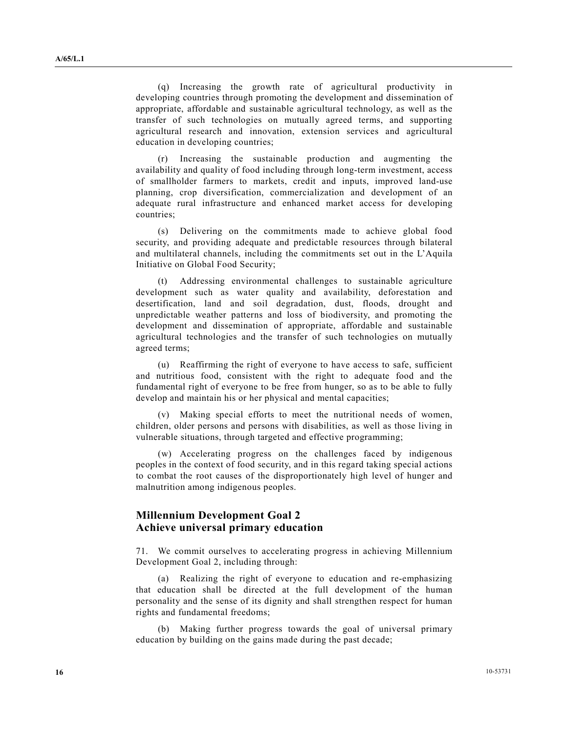(q) Increasing the growth rate of agricultural productivity in developing countries through promoting the development and dissemination of appropriate, affordable and sustainable agricultural technology, as well as the transfer of such technologies on mutually agreed terms, and supporting agricultural research and innovation, extension services and agricultural education in developing countries;

(r) Increasing the sustainable production and augmenting the availability and quality of food including through long-term investment, access of smallholder farmers to markets, credit and inputs, improved land-use planning, crop diversification, commercialization and development of an adequate rural infrastructure and enhanced market access for developing countries;

(s) Delivering on the commitments made to achieve global food security, and providing adequate and predictable resources through bilateral and multilateral channels, including the commitments set out in the L'Aquila Initiative on Global Food Security;

(t) Addressing environmental challenges to sustainable agriculture development such as water quality and availability, deforestation and desertification, land and soil degradation, dust, floods, drought and unpredictable weather patterns and loss of biodiversity, and promoting the development and dissemination of appropriate, affordable and sustainable agricultural technologies and the transfer of such technologies on mutually agreed terms;

(u) Reaffirming the right of everyone to have access to safe, sufficient and nutritious food, consistent with the right to adequate food and the fundamental right of everyone to be free from hunger, so as to be able to fully develop and maintain his or her physical and mental capacities;

(v) Making special efforts to meet the nutritional needs of women, children, older persons and persons with disabilities, as well as those living in vulnerable situations, through targeted and effective programming;

(w) Accelerating progress on the challenges faced by indigenous peoples in the context of food security, and in this regard taking special actions to combat the root causes of the disproportionately high level of hunger and malnutrition among indigenous peoples.

## Millennium Development Goal 2
## Achieve universal primary education

71. We commit ourselves to accelerating progress in achieving Millennium Development Goal 2, including through:

(a) Realizing the right of everyone to education and re-emphasizing that education shall be directed at the full development of the human personality and the sense of its dignity and shall strengthen respect for human rights and fundamental freedoms;

(b) Making further progress towards the goal of universal primary education by building on the gains made during the past decade;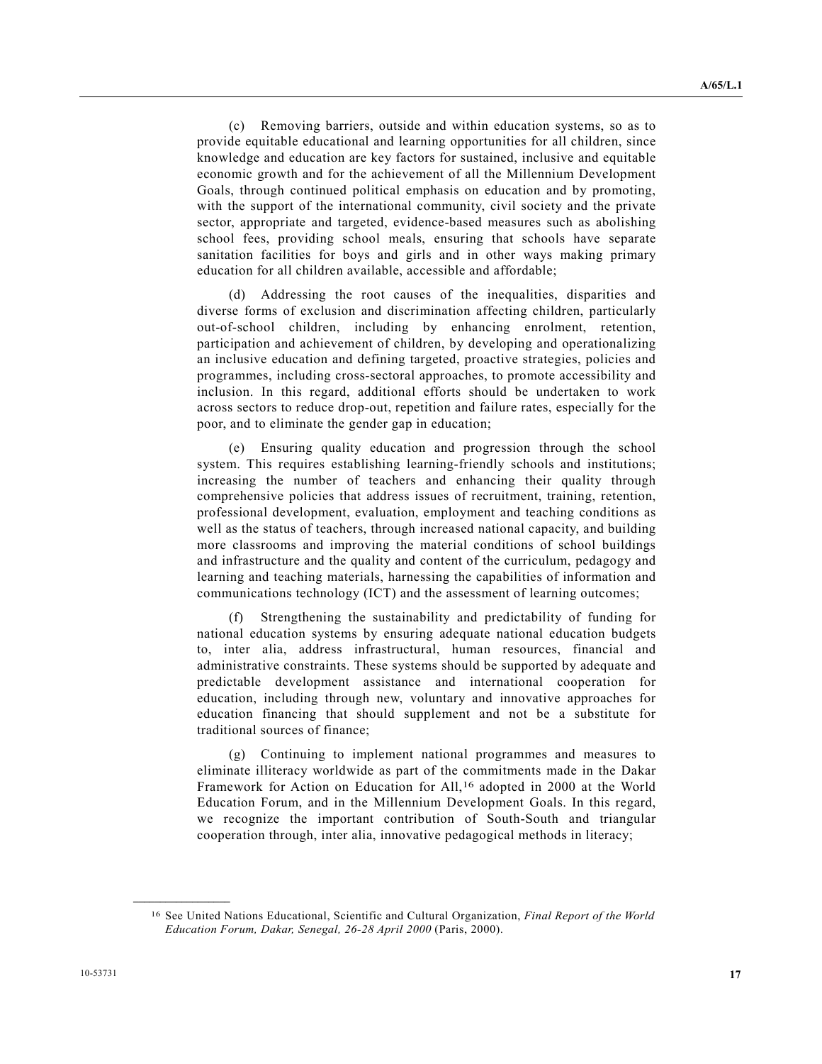(c) Removing barriers, outside and within education systems, so as to provide equitable educational and learning opportunities for all children, since knowledge and education are key factors for sustained, inclusive and equitable economic growth and for the achievement of all the Millennium Development Goals, through continued political emphasis on education and by promoting, with the support of the international community, civil society and the private sector, appropriate and targeted, evidence-based measures such as abolishing school fees, providing school meals, ensuring that schools have separate sanitation facilities for boys and girls and in other ways making primary education for all children available, accessible and affordable;

(d) Addressing the root causes of the inequalities, disparities and diverse forms of exclusion and discrimination affecting children, particularly out-of-school children, including by enhancing enrolment, retention, participation and achievement of children, by developing and operationalizing an inclusive education and defining targeted, proactive strategies, policies and programmes, including cross-sectoral approaches, to promote accessibility and inclusion. In this regard, additional efforts should be undertaken to work across sectors to reduce drop-out, repetition and failure rates, especially for the poor, and to eliminate the gender gap in education;

(e) Ensuring quality education and progression through the school system. This requires establishing learning-friendly schools and institutions; increasing the number of teachers and enhancing their quality through comprehensive policies that address issues of recruitment, training, retention, professional development, evaluation, employment and teaching conditions as well as the status of teachers, through increased national capacity, and building more classrooms and improving the material conditions of school buildings and infrastructure and the quality and content of the curriculum, pedagogy and learning and teaching materials, harnessing the capabilities of information and communications technology (ICT) and the assessment of learning outcomes;

(f) Strengthening the sustainability and predictability of funding for national education systems by ensuring adequate national education budgets to, inter alia, address infrastructural, human resources, financial and administrative constraints. These systems should be supported by adequate and predictable development assistance and international cooperation for education, including through new, voluntary and innovative approaches for education financing that should supplement and not be a substitute for traditional sources of finance;

(g) Continuing to implement national programmes and measures to eliminate illiteracy worldwide as part of the commitments made in the Dakar Framework for Action on Education for All,[16] adopted in 2000 at the World Education Forum, and in the Millennium Development Goals. In this regard, we recognize the important contribution of South-South and triangular cooperation through, inter alia, innovative pedagogical methods in literacy;

---

[16] See United Nations Educational, Scientific and Cultural Organization, *Final Report of the World Education Forum, Dakar, Senegal, 26-28 April 2000* (Paris, 2000).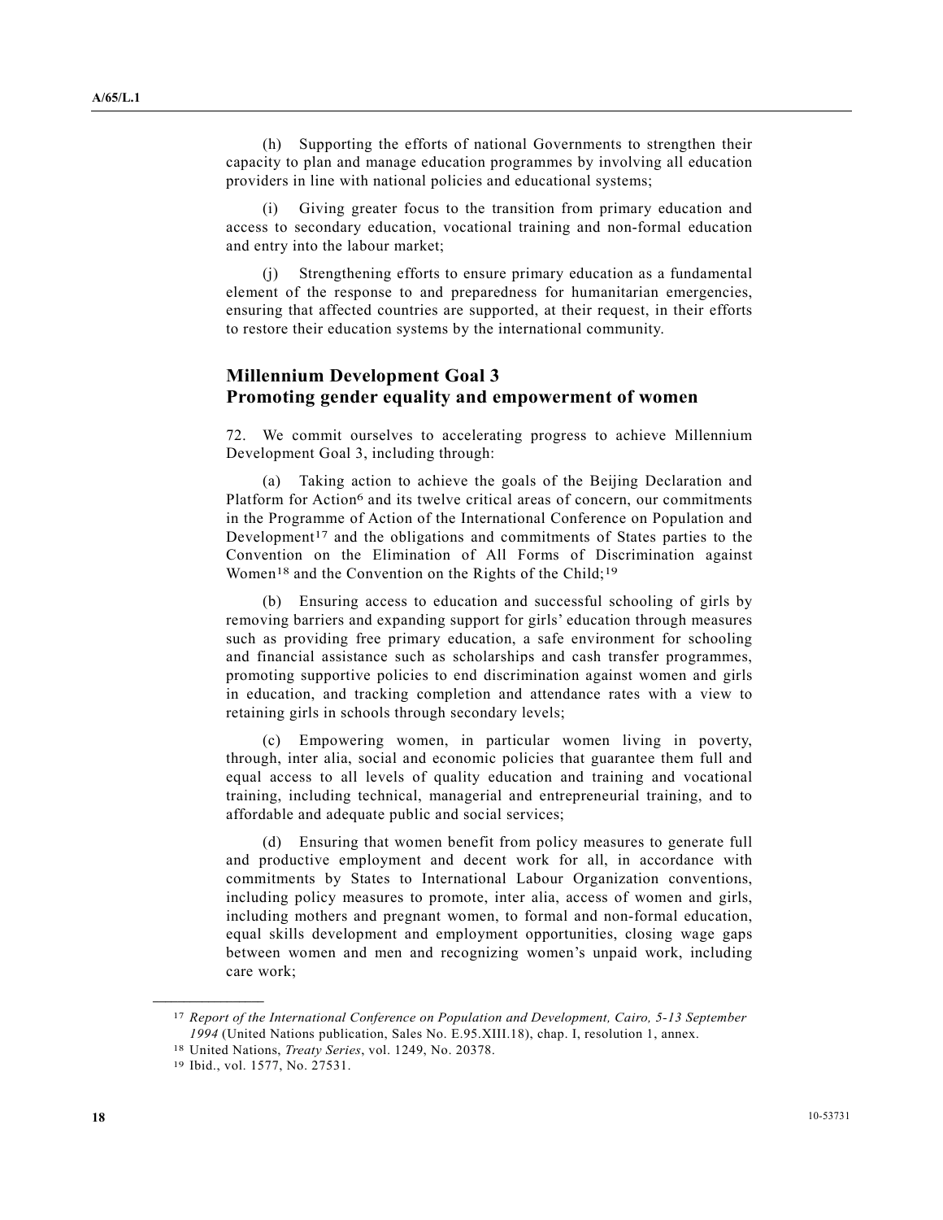(h) Supporting the efforts of national Governments to strengthen their capacity to plan and manage education programmes by involving all education providers in line with national policies and educational systems;

(i) Giving greater focus to the transition from primary education and access to secondary education, vocational training and non-formal education and entry into the labour market;

(j) Strengthening efforts to ensure primary education as a fundamental element of the response to and preparedness for humanitarian emergencies, ensuring that affected countries are supported, at their request, in their efforts to restore their education systems by the international community.

## Millennium Development Goal 3
## Promoting gender equality and empowerment of women

72. We commit ourselves to accelerating progress to achieve Millennium Development Goal 3, including through:

(a) Taking action to achieve the goals of the Beijing Declaration and Platform for Action[6] and its twelve critical areas of concern, our commitments in the Programme of Action of the International Conference on Population and Development[17] and the obligations and commitments of States parties to the Convention on the Elimination of All Forms of Discrimination against Women[18] and the Convention on the Rights of the Child;[19]

(b) Ensuring access to education and successful schooling of girls by removing barriers and expanding support for girls' education through measures such as providing free primary education, a safe environment for schooling and financial assistance such as scholarships and cash transfer programmes, promoting supportive policies to end discrimination against women and girls in education, and tracking completion and attendance rates with a view to retaining girls in schools through secondary levels;

(c) Empowering women, in particular women living in poverty, through, inter alia, social and economic policies that guarantee them full and equal access to all levels of quality education and training and vocational training, including technical, managerial and entrepreneurial training, and to affordable and adequate public and social services;

(d) Ensuring that women benefit from policy measures to generate full and productive employment and decent work for all, in accordance with commitments by States to International Labour Organization conventions, including policy measures to promote, inter alia, access of women and girls, including mothers and pregnant women, to formal and non-formal education, equal skills development and employment opportunities, closing wage gaps between women and men and recognizing women's unpaid work, including care work;

---

[17] *Report of the International Conference on Population and Development, Cairo, 5-13 September 1994* (United Nations publication, Sales No. E.95.XIII.18), chap. I, resolution 1, annex.

[18] United Nations, *Treaty Series*, vol. 1249, No. 20378.

[19] Ibid., vol. 1577, No. 27531.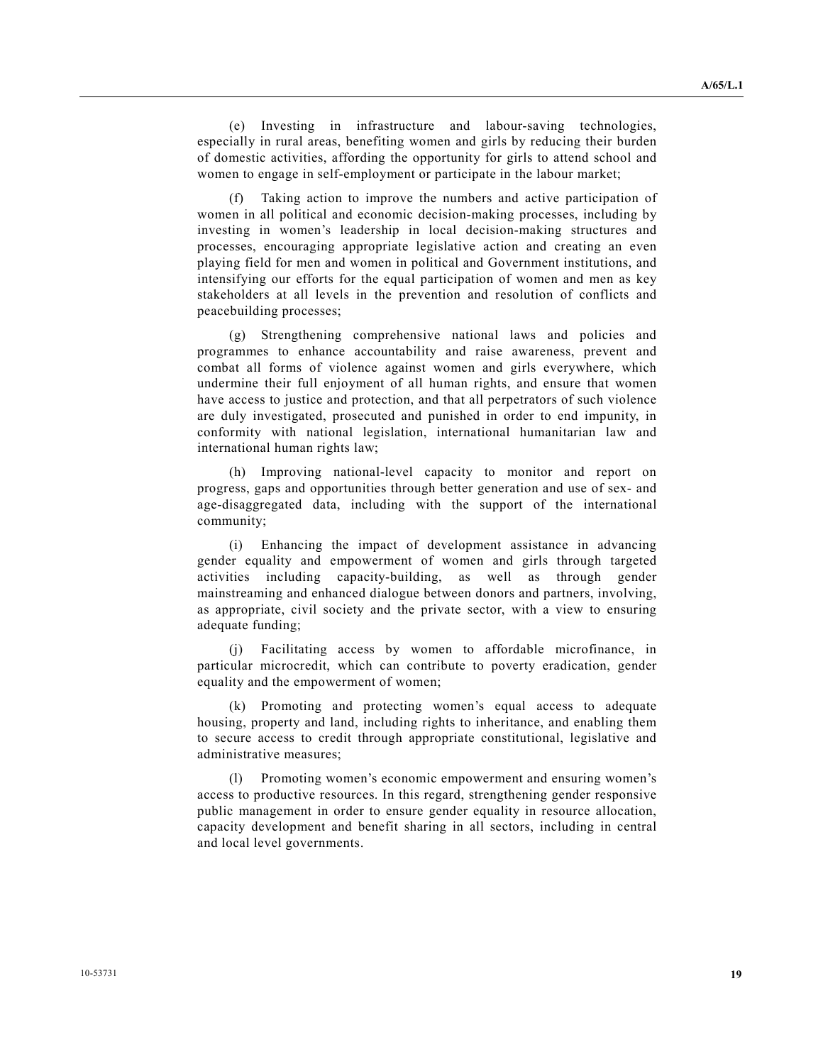(e) Investing in infrastructure and labour-saving technologies, especially in rural areas, benefiting women and girls by reducing their burden of domestic activities, affording the opportunity for girls to attend school and women to engage in self-employment or participate in the labour market;

(f) Taking action to improve the numbers and active participation of women in all political and economic decision-making processes, including by investing in women's leadership in local decision-making structures and processes, encouraging appropriate legislative action and creating an even playing field for men and women in political and Government institutions, and intensifying our efforts for the equal participation of women and men as key stakeholders at all levels in the prevention and resolution of conflicts and peacebuilding processes;

(g) Strengthening comprehensive national laws and policies and programmes to enhance accountability and raise awareness, prevent and combat all forms of violence against women and girls everywhere, which undermine their full enjoyment of all human rights, and ensure that women have access to justice and protection, and that all perpetrators of such violence are duly investigated, prosecuted and punished in order to end impunity, in conformity with national legislation, international humanitarian law and international human rights law;

(h) Improving national-level capacity to monitor and report on progress, gaps and opportunities through better generation and use of sex- and age-disaggregated data, including with the support of the international community;

(i) Enhancing the impact of development assistance in advancing gender equality and empowerment of women and girls through targeted activities including capacity-building, as well as through gender mainstreaming and enhanced dialogue between donors and partners, involving, as appropriate, civil society and the private sector, with a view to ensuring adequate funding;

(j) Facilitating access by women to affordable microfinance, in particular microcredit, which can contribute to poverty eradication, gender equality and the empowerment of women;

(k) Promoting and protecting women's equal access to adequate housing, property and land, including rights to inheritance, and enabling them to secure access to credit through appropriate constitutional, legislative and administrative measures;

(l) Promoting women's economic empowerment and ensuring women's access to productive resources. In this regard, strengthening gender responsive public management in order to ensure gender equality in resource allocation, capacity development and benefit sharing in all sectors, including in central and local level governments.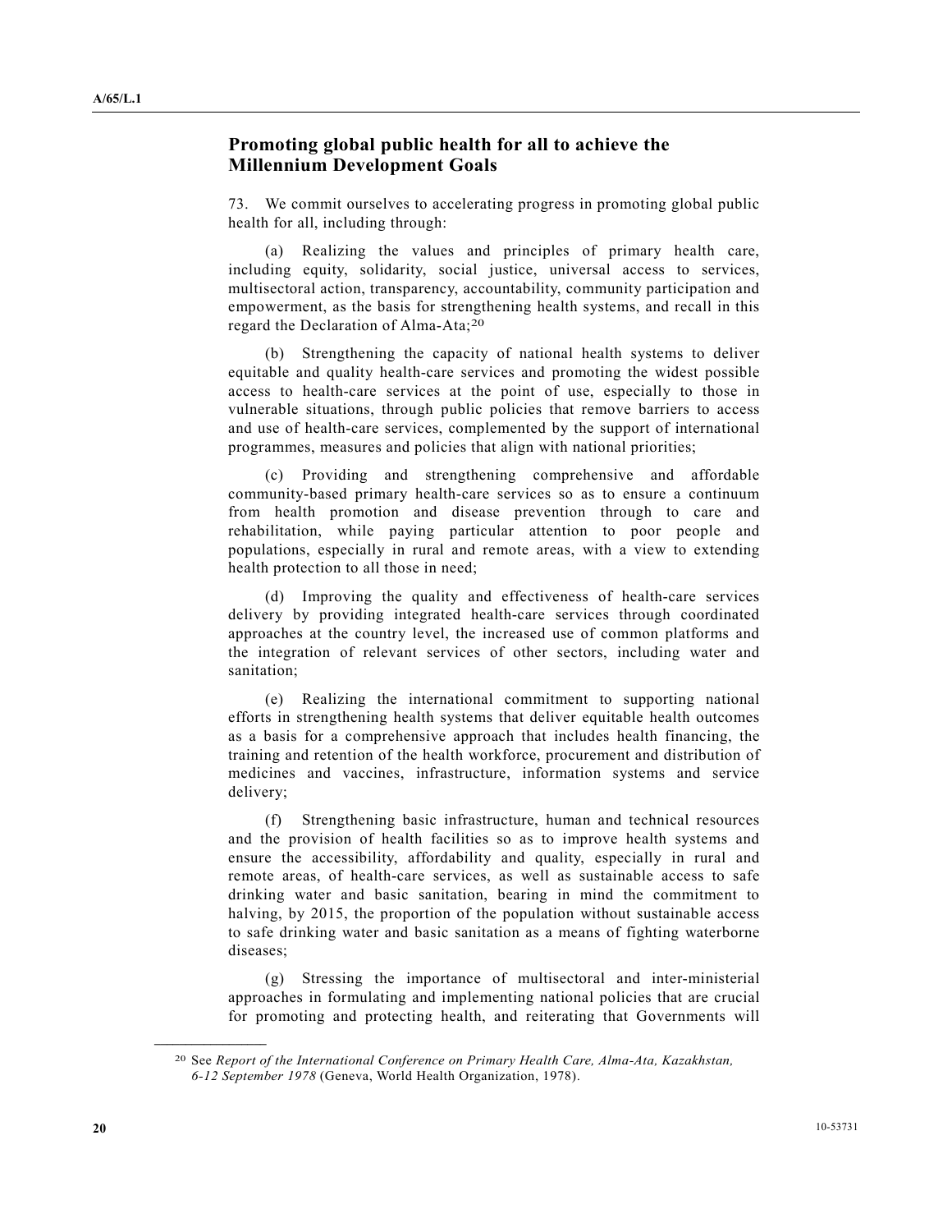## Promoting global public health for all to achieve the Millennium Development Goals

73. We commit ourselves to accelerating progress in promoting global public health for all, including through:

(a) Realizing the values and principles of primary health care, including equity, solidarity, social justice, universal access to services, multisectoral action, transparency, accountability, community participation and empowerment, as the basis for strengthening health systems, and recall in this regard the Declaration of Alma-Ata;[20]

(b) Strengthening the capacity of national health systems to deliver equitable and quality health-care services and promoting the widest possible access to health-care services at the point of use, especially to those in vulnerable situations, through public policies that remove barriers to access and use of health-care services, complemented by the support of international programmes, measures and policies that align with national priorities;

(c) Providing and strengthening comprehensive and affordable community-based primary health-care services so as to ensure a continuum from health promotion and disease prevention through to care and rehabilitation, while paying particular attention to poor people and populations, especially in rural and remote areas, with a view to extending health protection to all those in need;

(d) Improving the quality and effectiveness of health-care services delivery by providing integrated health-care services through coordinated approaches at the country level, the increased use of common platforms and the integration of relevant services of other sectors, including water and sanitation;

(e) Realizing the international commitment to supporting national efforts in strengthening health systems that deliver equitable health outcomes as a basis for a comprehensive approach that includes health financing, the training and retention of the health workforce, procurement and distribution of medicines and vaccines, infrastructure, information systems and service delivery;

(f) Strengthening basic infrastructure, human and technical resources and the provision of health facilities so as to improve health systems and ensure the accessibility, affordability and quality, especially in rural and remote areas, of health-care services, as well as sustainable access to safe drinking water and basic sanitation, bearing in mind the commitment to halving, by 2015, the proportion of the population without sustainable access to safe drinking water and basic sanitation as a means of fighting waterborne diseases;

(g) Stressing the importance of multisectoral and inter-ministerial approaches in formulating and implementing national policies that are crucial for promoting and protecting health, and reiterating that Governments will

---

[20] See *Report of the International Conference on Primary Health Care, Alma-Ata, Kazakhstan, 6-12 September 1978* (Geneva, World Health Organization, 1978).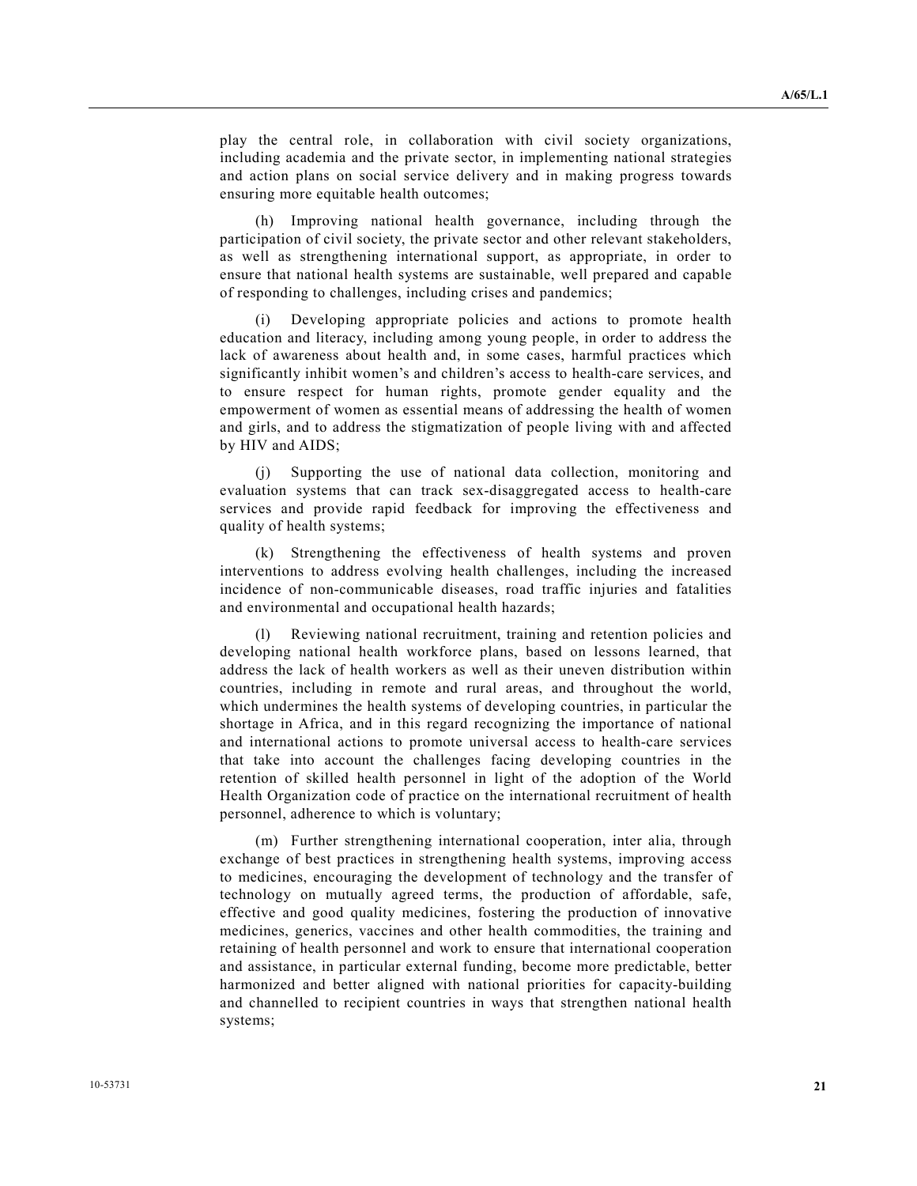play the central role, in collaboration with civil society organizations, including academia and the private sector, in implementing national strategies and action plans on social service delivery and in making progress towards ensuring more equitable health outcomes;

(h) Improving national health governance, including through the participation of civil society, the private sector and other relevant stakeholders, as well as strengthening international support, as appropriate, in order to ensure that national health systems are sustainable, well prepared and capable of responding to challenges, including crises and pandemics;

(i) Developing appropriate policies and actions to promote health education and literacy, including among young people, in order to address the lack of awareness about health and, in some cases, harmful practices which significantly inhibit women's and children's access to health-care services, and to ensure respect for human rights, promote gender equality and the empowerment of women as essential means of addressing the health of women and girls, and to address the stigmatization of people living with and affected by HIV and AIDS;

(j) Supporting the use of national data collection, monitoring and evaluation systems that can track sex-disaggregated access to health-care services and provide rapid feedback for improving the effectiveness and quality of health systems;

(k) Strengthening the effectiveness of health systems and proven interventions to address evolving health challenges, including the increased incidence of non-communicable diseases, road traffic injuries and fatalities and environmental and occupational health hazards;

(l) Reviewing national recruitment, training and retention policies and developing national health workforce plans, based on lessons learned, that address the lack of health workers as well as their uneven distribution within countries, including in remote and rural areas, and throughout the world, which undermines the health systems of developing countries, in particular the shortage in Africa, and in this regard recognizing the importance of national and international actions to promote universal access to health-care services that take into account the challenges facing developing countries in the retention of skilled health personnel in light of the adoption of the World Health Organization code of practice on the international recruitment of health personnel, adherence to which is voluntary;

(m) Further strengthening international cooperation, inter alia, through exchange of best practices in strengthening health systems, improving access to medicines, encouraging the development of technology and the transfer of technology on mutually agreed terms, the production of affordable, safe, effective and good quality medicines, fostering the production of innovative medicines, generics, vaccines and other health commodities, the training and retaining of health personnel and work to ensure that international cooperation and assistance, in particular external funding, become more predictable, better harmonized and better aligned with national priorities for capacity-building and channelled to recipient countries in ways that strengthen national health systems;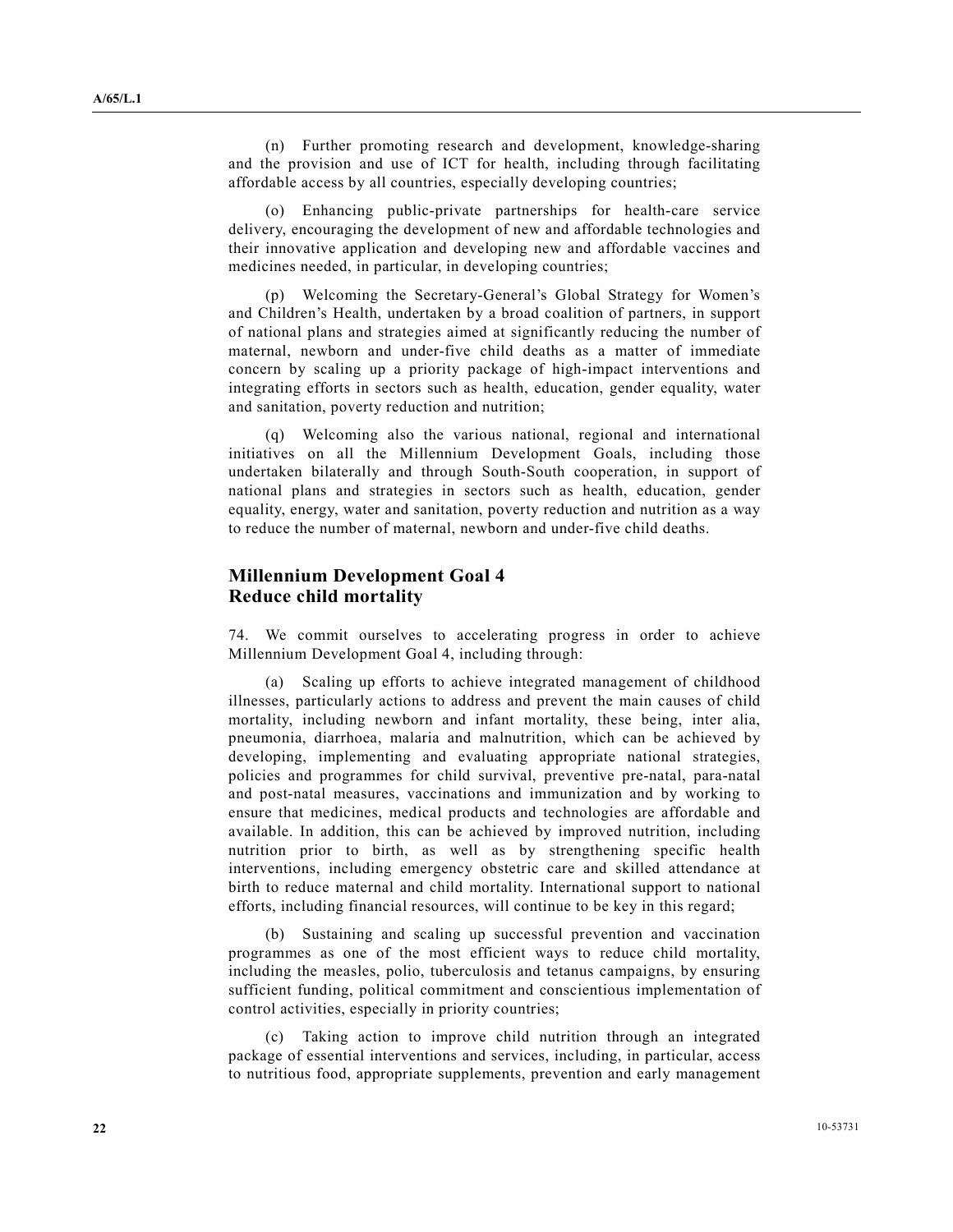(n) Further promoting research and development, knowledge-sharing and the provision and use of ICT for health, including through facilitating affordable access by all countries, especially developing countries;

(o) Enhancing public-private partnerships for health-care service delivery, encouraging the development of new and affordable technologies and their innovative application and developing new and affordable vaccines and medicines needed, in particular, in developing countries;

(p) Welcoming the Secretary-General's Global Strategy for Women's and Children's Health, undertaken by a broad coalition of partners, in support of national plans and strategies aimed at significantly reducing the number of maternal, newborn and under-five child deaths as a matter of immediate concern by scaling up a priority package of high-impact interventions and integrating efforts in sectors such as health, education, gender equality, water and sanitation, poverty reduction and nutrition;

(q) Welcoming also the various national, regional and international initiatives on all the Millennium Development Goals, including those undertaken bilaterally and through South-South cooperation, in support of national plans and strategies in sectors such as health, education, gender equality, energy, water and sanitation, poverty reduction and nutrition as a way to reduce the number of maternal, newborn and under-five child deaths.

## Millennium Development Goal 4
## Reduce child mortality

74. We commit ourselves to accelerating progress in order to achieve Millennium Development Goal 4, including through:

(a) Scaling up efforts to achieve integrated management of childhood illnesses, particularly actions to address and prevent the main causes of child mortality, including newborn and infant mortality, these being, inter alia, pneumonia, diarrhoea, malaria and malnutrition, which can be achieved by developing, implementing and evaluating appropriate national strategies, policies and programmes for child survival, preventive pre-natal, para-natal and post-natal measures, vaccinations and immunization and by working to ensure that medicines, medical products and technologies are affordable and available. In addition, this can be achieved by improved nutrition, including nutrition prior to birth, as well as by strengthening specific health interventions, including emergency obstetric care and skilled attendance at birth to reduce maternal and child mortality. International support to national efforts, including financial resources, will continue to be key in this regard;

(b) Sustaining and scaling up successful prevention and vaccination programmes as one of the most efficient ways to reduce child mortality, including the measles, polio, tuberculosis and tetanus campaigns, by ensuring sufficient funding, political commitment and conscientious implementation of control activities, especially in priority countries;

(c) Taking action to improve child nutrition through an integrated package of essential interventions and services, including, in particular, access to nutritious food, appropriate supplements, prevention and early management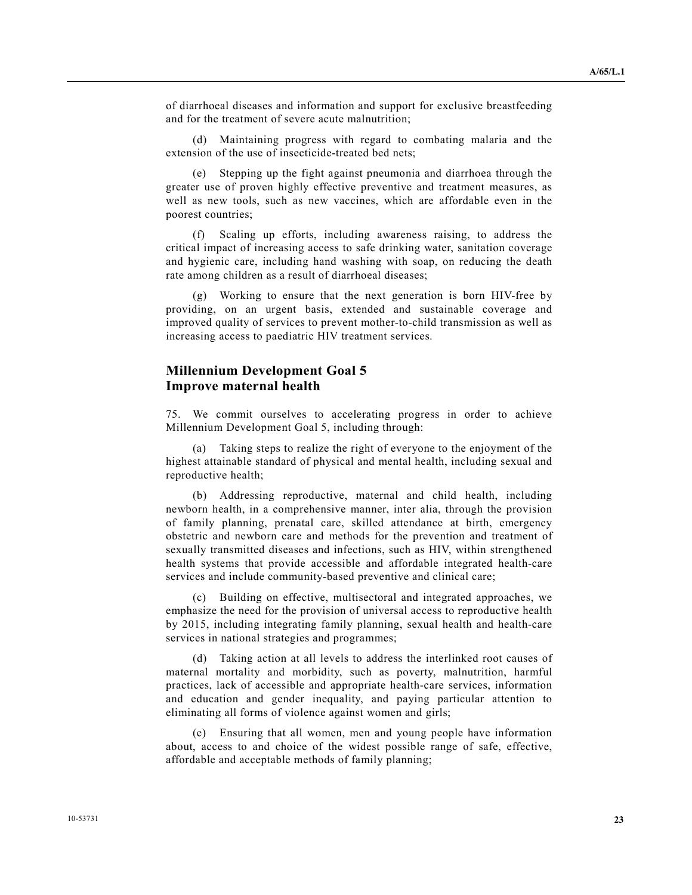of diarrhoeal diseases and information and support for exclusive breastfeeding and for the treatment of severe acute malnutrition;

(d) Maintaining progress with regard to combating malaria and the extension of the use of insecticide-treated bed nets;

(e) Stepping up the fight against pneumonia and diarrhoea through the greater use of proven highly effective preventive and treatment measures, as well as new tools, such as new vaccines, which are affordable even in the poorest countries;

(f) Scaling up efforts, including awareness raising, to address the critical impact of increasing access to safe drinking water, sanitation coverage and hygienic care, including hand washing with soap, on reducing the death rate among children as a result of diarrhoeal diseases;

(g) Working to ensure that the next generation is born HIV-free by providing, on an urgent basis, extended and sustainable coverage and improved quality of services to prevent mother-to-child transmission as well as increasing access to paediatric HIV treatment services.

## Millennium Development Goal 5
## Improve maternal health

75. We commit ourselves to accelerating progress in order to achieve Millennium Development Goal 5, including through:

(a) Taking steps to realize the right of everyone to the enjoyment of the highest attainable standard of physical and mental health, including sexual and reproductive health;

(b) Addressing reproductive, maternal and child health, including newborn health, in a comprehensive manner, inter alia, through the provision of family planning, prenatal care, skilled attendance at birth, emergency obstetric and newborn care and methods for the prevention and treatment of sexually transmitted diseases and infections, such as HIV, within strengthened health systems that provide accessible and affordable integrated health-care services and include community-based preventive and clinical care;

(c) Building on effective, multisectoral and integrated approaches, we emphasize the need for the provision of universal access to reproductive health by 2015, including integrating family planning, sexual health and health-care services in national strategies and programmes;

(d) Taking action at all levels to address the interlinked root causes of maternal mortality and morbidity, such as poverty, malnutrition, harmful practices, lack of accessible and appropriate health-care services, information and education and gender inequality, and paying particular attention to eliminating all forms of violence against women and girls;

(e) Ensuring that all women, men and young people have information about, access to and choice of the widest possible range of safe, effective, affordable and acceptable methods of family planning;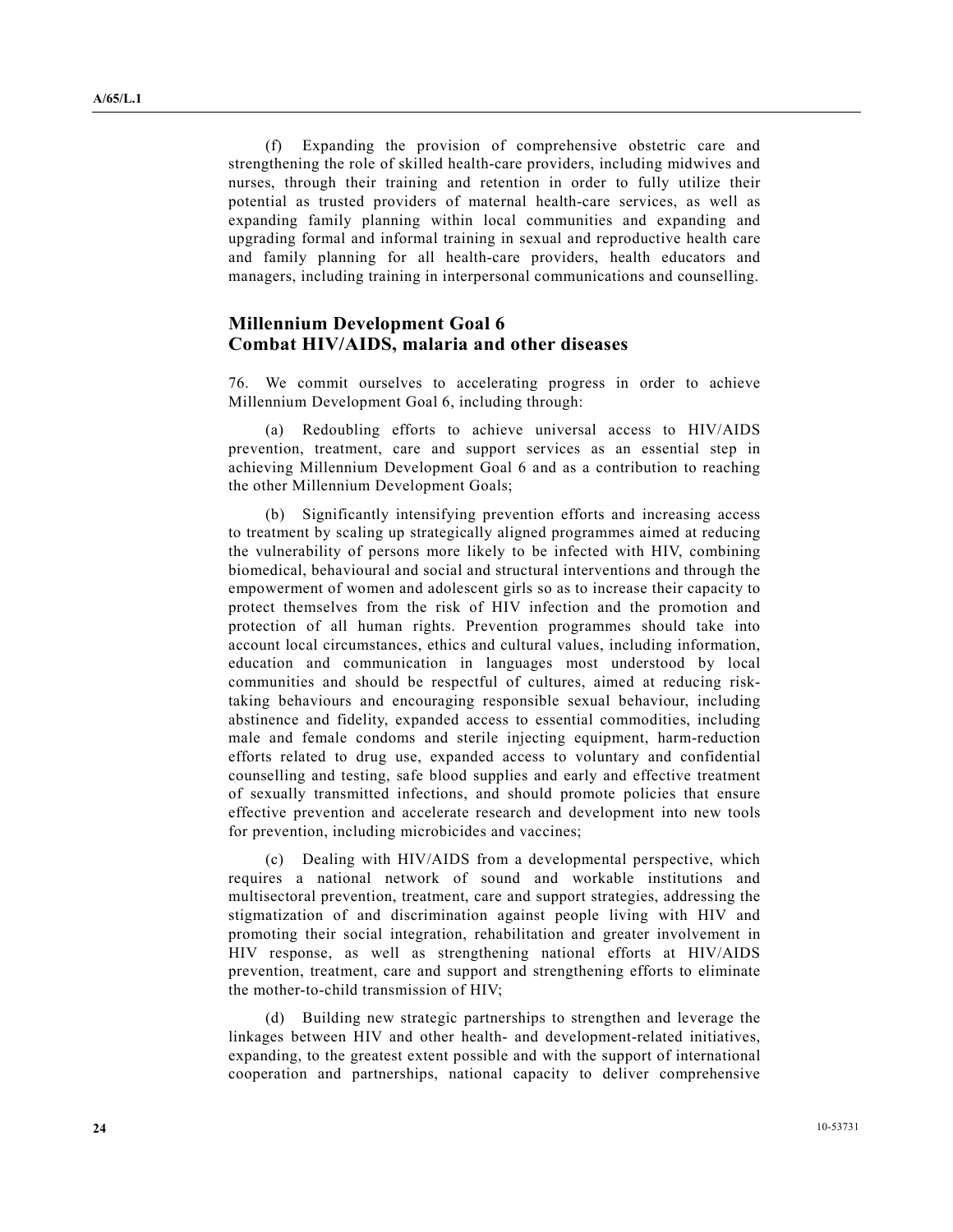(f) Expanding the provision of comprehensive obstetric care and strengthening the role of skilled health-care providers, including midwives and nurses, through their training and retention in order to fully utilize their potential as trusted providers of maternal health-care services, as well as expanding family planning within local communities and expanding and upgrading formal and informal training in sexual and reproductive health care and family planning for all health-care providers, health educators and managers, including training in interpersonal communications and counselling.

## Millennium Development Goal 6
## Combat HIV/AIDS, malaria and other diseases

76. We commit ourselves to accelerating progress in order to achieve Millennium Development Goal 6, including through:

(a) Redoubling efforts to achieve universal access to HIV/AIDS prevention, treatment, care and support services as an essential step in achieving Millennium Development Goal 6 and as a contribution to reaching the other Millennium Development Goals;

(b) Significantly intensifying prevention efforts and increasing access to treatment by scaling up strategically aligned programmes aimed at reducing the vulnerability of persons more likely to be infected with HIV, combining biomedical, behavioural and social and structural interventions and through the empowerment of women and adolescent girls so as to increase their capacity to protect themselves from the risk of HIV infection and the promotion and protection of all human rights. Prevention programmes should take into account local circumstances, ethics and cultural values, including information, education and communication in languages most understood by local communities and should be respectful of cultures, aimed at reducing risk-taking behaviours and encouraging responsible sexual behaviour, including abstinence and fidelity, expanded access to essential commodities, including male and female condoms and sterile injecting equipment, harm-reduction efforts related to drug use, expanded access to voluntary and confidential counselling and testing, safe blood supplies and early and effective treatment of sexually transmitted infections, and should promote policies that ensure effective prevention and accelerate research and development into new tools for prevention, including microbicides and vaccines;

(c) Dealing with HIV/AIDS from a developmental perspective, which requires a national network of sound and workable institutions and multisectoral prevention, treatment, care and support strategies, addressing the stigmatization of and discrimination against people living with HIV and promoting their social integration, rehabilitation and greater involvement in HIV response, as well as strengthening national efforts at HIV/AIDS prevention, treatment, care and support and strengthening efforts to eliminate the mother-to-child transmission of HIV;

(d) Building new strategic partnerships to strengthen and leverage the linkages between HIV and other health- and development-related initiatives, expanding, to the greatest extent possible and with the support of international cooperation and partnerships, national capacity to deliver comprehensive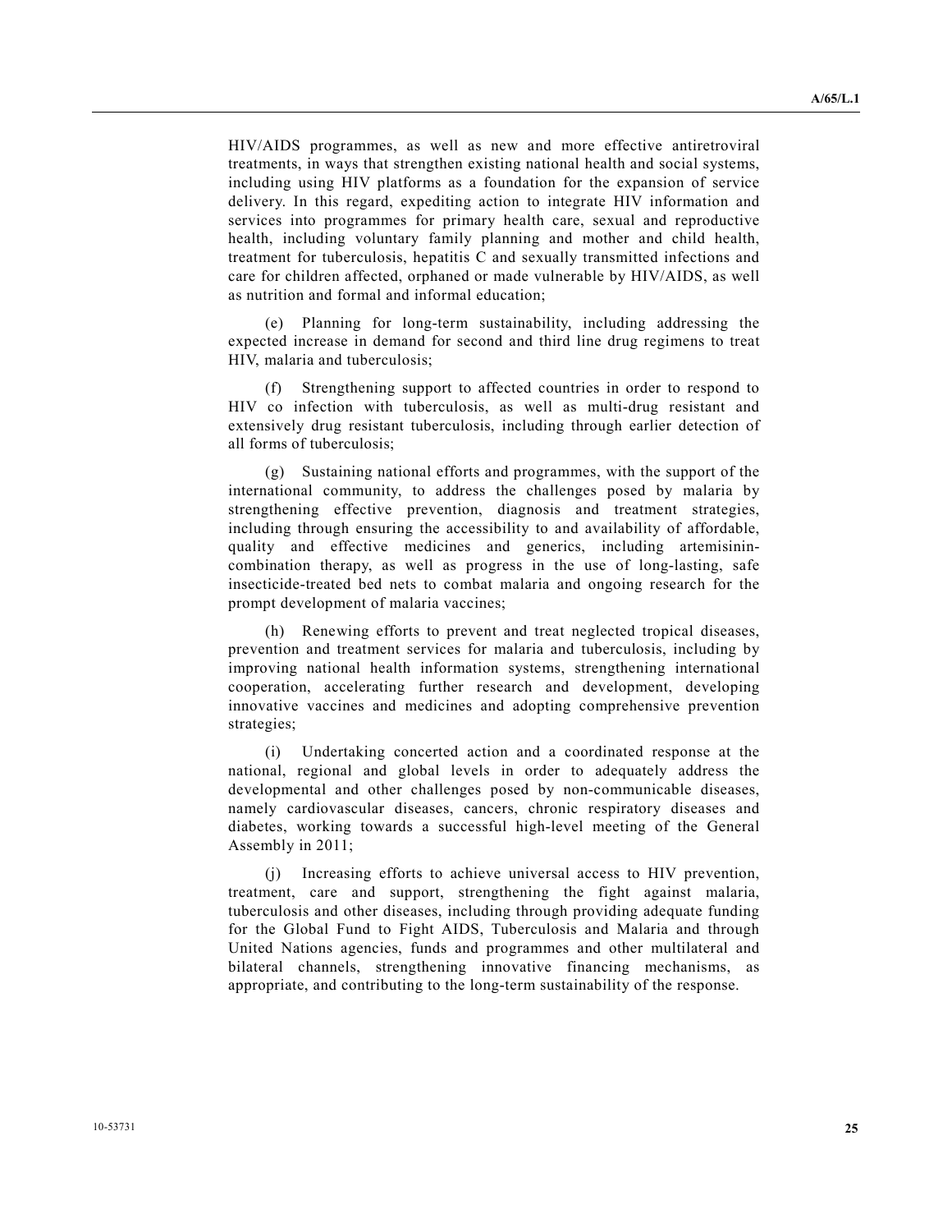HIV/AIDS programmes, as well as new and more effective antiretroviral treatments, in ways that strengthen existing national health and social systems, including using HIV platforms as a foundation for the expansion of service delivery. In this regard, expediting action to integrate HIV information and services into programmes for primary health care, sexual and reproductive health, including voluntary family planning and mother and child health, treatment for tuberculosis, hepatitis C and sexually transmitted infections and care for children affected, orphaned or made vulnerable by HIV/AIDS, as well as nutrition and formal and informal education;

(e) Planning for long-term sustainability, including addressing the expected increase in demand for second and third line drug regimens to treat HIV, malaria and tuberculosis;

(f) Strengthening support to affected countries in order to respond to HIV co infection with tuberculosis, as well as multi-drug resistant and extensively drug resistant tuberculosis, including through earlier detection of all forms of tuberculosis;

(g) Sustaining national efforts and programmes, with the support of the international community, to address the challenges posed by malaria by strengthening effective prevention, diagnosis and treatment strategies, including through ensuring the accessibility to and availability of affordable, quality and effective medicines and generics, including artemisinin-combination therapy, as well as progress in the use of long-lasting, safe insecticide-treated bed nets to combat malaria and ongoing research for the prompt development of malaria vaccines;

(h) Renewing efforts to prevent and treat neglected tropical diseases, prevention and treatment services for malaria and tuberculosis, including by improving national health information systems, strengthening international cooperation, accelerating further research and development, developing innovative vaccines and medicines and adopting comprehensive prevention strategies;

(i) Undertaking concerted action and a coordinated response at the national, regional and global levels in order to adequately address the developmental and other challenges posed by non-communicable diseases, namely cardiovascular diseases, cancers, chronic respiratory diseases and diabetes, working towards a successful high-level meeting of the General Assembly in 2011;

(j) Increasing efforts to achieve universal access to HIV prevention, treatment, care and support, strengthening the fight against malaria, tuberculosis and other diseases, including through providing adequate funding for the Global Fund to Fight AIDS, Tuberculosis and Malaria and through United Nations agencies, funds and programmes and other multilateral and bilateral channels, strengthening innovative financing mechanisms, as appropriate, and contributing to the long-term sustainability of the response.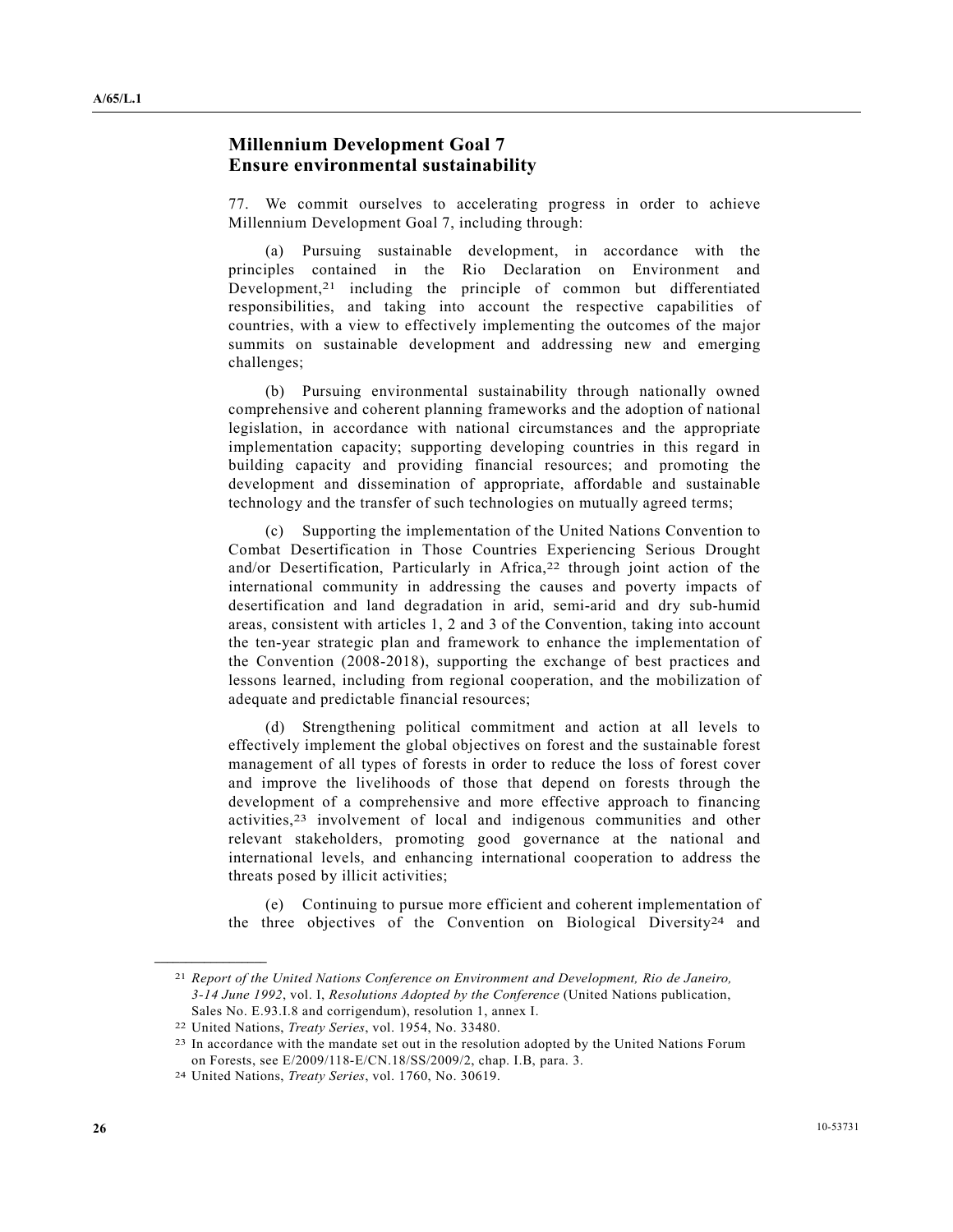## Millennium Development Goal 7
## Ensure environmental sustainability

77. We commit ourselves to accelerating progress in order to achieve Millennium Development Goal 7, including through:

(a) Pursuing sustainable development, in accordance with the principles contained in the Rio Declaration on Environment and Development,[21] including the principle of common but differentiated responsibilities, and taking into account the respective capabilities of countries, with a view to effectively implementing the outcomes of the major summits on sustainable development and addressing new and emerging challenges;

(b) Pursuing environmental sustainability through nationally owned comprehensive and coherent planning frameworks and the adoption of national legislation, in accordance with national circumstances and the appropriate implementation capacity; supporting developing countries in this regard in building capacity and providing financial resources; and promoting the development and dissemination of appropriate, affordable and sustainable technology and the transfer of such technologies on mutually agreed terms;

(c) Supporting the implementation of the United Nations Convention to Combat Desertification in Those Countries Experiencing Serious Drought and/or Desertification, Particularly in Africa,[22] through joint action of the international community in addressing the causes and poverty impacts of desertification and land degradation in arid, semi-arid and dry sub-humid areas, consistent with articles 1, 2 and 3 of the Convention, taking into account the ten-year strategic plan and framework to enhance the implementation of the Convention (2008-2018), supporting the exchange of best practices and lessons learned, including from regional cooperation, and the mobilization of adequate and predictable financial resources;

(d) Strengthening political commitment and action at all levels to effectively implement the global objectives on forest and the sustainable forest management of all types of forests in order to reduce the loss of forest cover and improve the livelihoods of those that depend on forests through the development of a comprehensive and more effective approach to financing activities,[23] involvement of local and indigenous communities and other relevant stakeholders, promoting good governance at the national and international levels, and enhancing international cooperation to address the threats posed by illicit activities;

(e) Continuing to pursue more efficient and coherent implementation of the three objectives of the Convention on Biological Diversity[24] and

---

[21] *Report of the United Nations Conference on Environment and Development, Rio de Janeiro, 3-14 June 1992*, vol. I, *Resolutions Adopted by the Conference* (United Nations publication, Sales No. E.93.I.8 and corrigendum), resolution 1, annex I.

[22] United Nations, *Treaty Series*, vol. 1954, No. 33480.

[23] In accordance with the mandate set out in the resolution adopted by the United Nations Forum on Forests, see E/2009/118-E/CN.18/SS/2009/2, chap. I.B, para. 3.

[24] United Nations, *Treaty Series*, vol. 1760, No. 30619.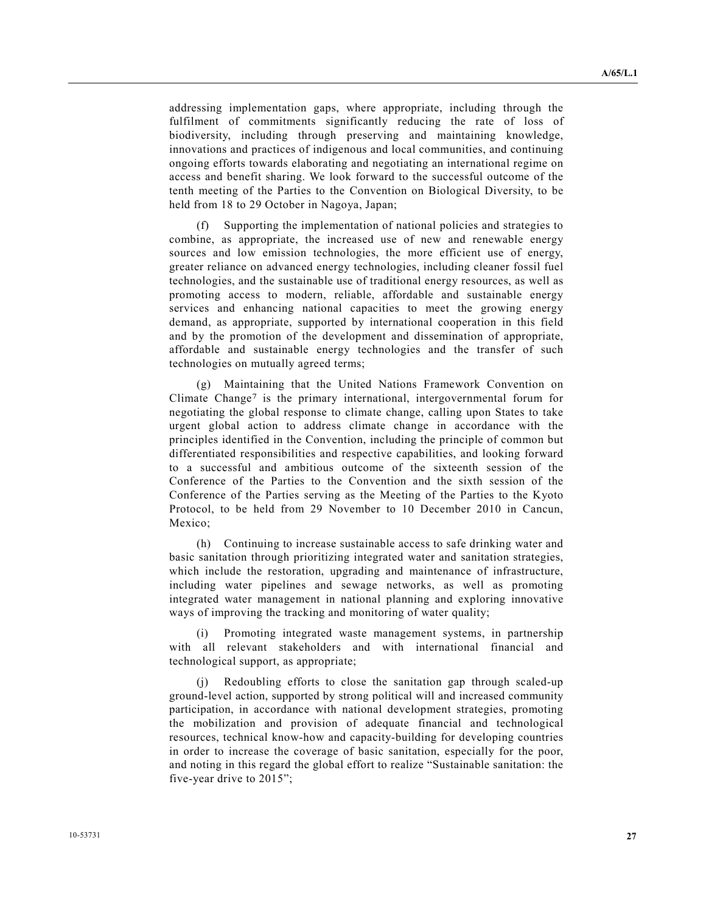addressing implementation gaps, where appropriate, including through the fulfilment of commitments significantly reducing the rate of loss of biodiversity, including through preserving and maintaining knowledge, innovations and practices of indigenous and local communities, and continuing ongoing efforts towards elaborating and negotiating an international regime on access and benefit sharing. We look forward to the successful outcome of the tenth meeting of the Parties to the Convention on Biological Diversity, to be held from 18 to 29 October in Nagoya, Japan;

(f) Supporting the implementation of national policies and strategies to combine, as appropriate, the increased use of new and renewable energy sources and low emission technologies, the more efficient use of energy, greater reliance on advanced energy technologies, including cleaner fossil fuel technologies, and the sustainable use of traditional energy resources, as well as promoting access to modern, reliable, affordable and sustainable energy services and enhancing national capacities to meet the growing energy demand, as appropriate, supported by international cooperation in this field and by the promotion of the development and dissemination of appropriate, affordable and sustainable energy technologies and the transfer of such technologies on mutually agreed terms;

(g) Maintaining that the United Nations Framework Convention on Climate Change[7] is the primary international, intergovernmental forum for negotiating the global response to climate change, calling upon States to take urgent global action to address climate change in accordance with the principles identified in the Convention, including the principle of common but differentiated responsibilities and respective capabilities, and looking forward to a successful and ambitious outcome of the sixteenth session of the Conference of the Parties to the Convention and the sixth session of the Conference of the Parties serving as the Meeting of the Parties to the Kyoto Protocol, to be held from 29 November to 10 December 2010 in Cancun, Mexico;

(h) Continuing to increase sustainable access to safe drinking water and basic sanitation through prioritizing integrated water and sanitation strategies, which include the restoration, upgrading and maintenance of infrastructure, including water pipelines and sewage networks, as well as promoting integrated water management in national planning and exploring innovative ways of improving the tracking and monitoring of water quality;

(i) Promoting integrated waste management systems, in partnership with all relevant stakeholders and with international financial and technological support, as appropriate;

(j) Redoubling efforts to close the sanitation gap through scaled-up ground-level action, supported by strong political will and increased community participation, in accordance with national development strategies, promoting the mobilization and provision of adequate financial and technological resources, technical know-how and capacity-building for developing countries in order to increase the coverage of basic sanitation, especially for the poor, and noting in this regard the global effort to realize "Sustainable sanitation: the five-year drive to 2015";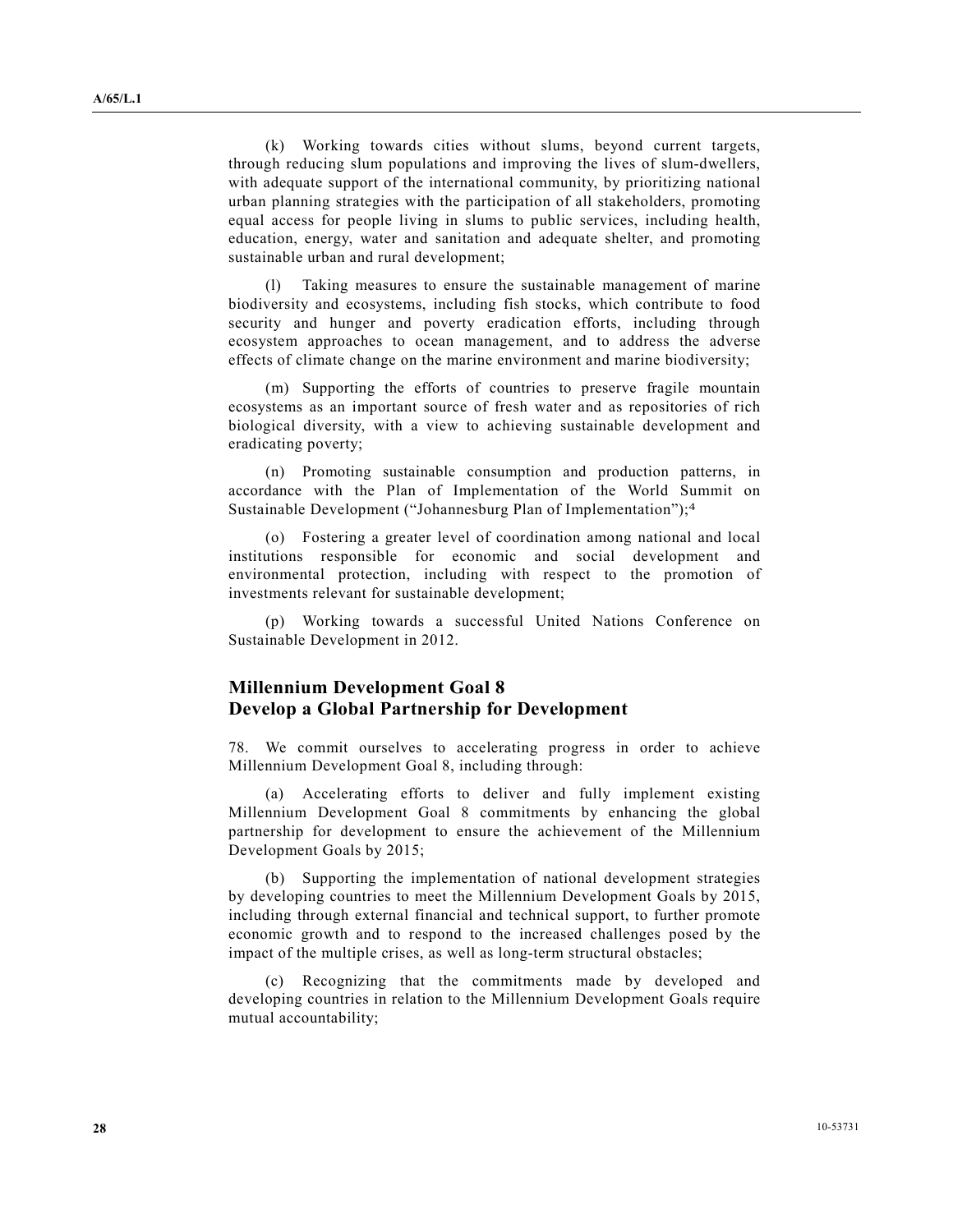(k) Working towards cities without slums, beyond current targets, through reducing slum populations and improving the lives of slum-dwellers, with adequate support of the international community, by prioritizing national urban planning strategies with the participation of all stakeholders, promoting equal access for people living in slums to public services, including health, education, energy, water and sanitation and adequate shelter, and promoting sustainable urban and rural development;

(l) Taking measures to ensure the sustainable management of marine biodiversity and ecosystems, including fish stocks, which contribute to food security and hunger and poverty eradication efforts, including through ecosystem approaches to ocean management, and to address the adverse effects of climate change on the marine environment and marine biodiversity;

(m) Supporting the efforts of countries to preserve fragile mountain ecosystems as an important source of fresh water and as repositories of rich biological diversity, with a view to achieving sustainable development and eradicating poverty;

(n) Promoting sustainable consumption and production patterns, in accordance with the Plan of Implementation of the World Summit on Sustainable Development ("Johannesburg Plan of Implementation");[4]

(o) Fostering a greater level of coordination among national and local institutions responsible for economic and social development and environmental protection, including with respect to the promotion of investments relevant for sustainable development;

(p) Working towards a successful United Nations Conference on Sustainable Development in 2012.

## Millennium Development Goal 8
## Develop a Global Partnership for Development

78. We commit ourselves to accelerating progress in order to achieve Millennium Development Goal 8, including through:

(a) Accelerating efforts to deliver and fully implement existing Millennium Development Goal 8 commitments by enhancing the global partnership for development to ensure the achievement of the Millennium Development Goals by 2015;

(b) Supporting the implementation of national development strategies by developing countries to meet the Millennium Development Goals by 2015, including through external financial and technical support, to further promote economic growth and to respond to the increased challenges posed by the impact of the multiple crises, as well as long-term structural obstacles;

(c) Recognizing that the commitments made by developed and developing countries in relation to the Millennium Development Goals require mutual accountability;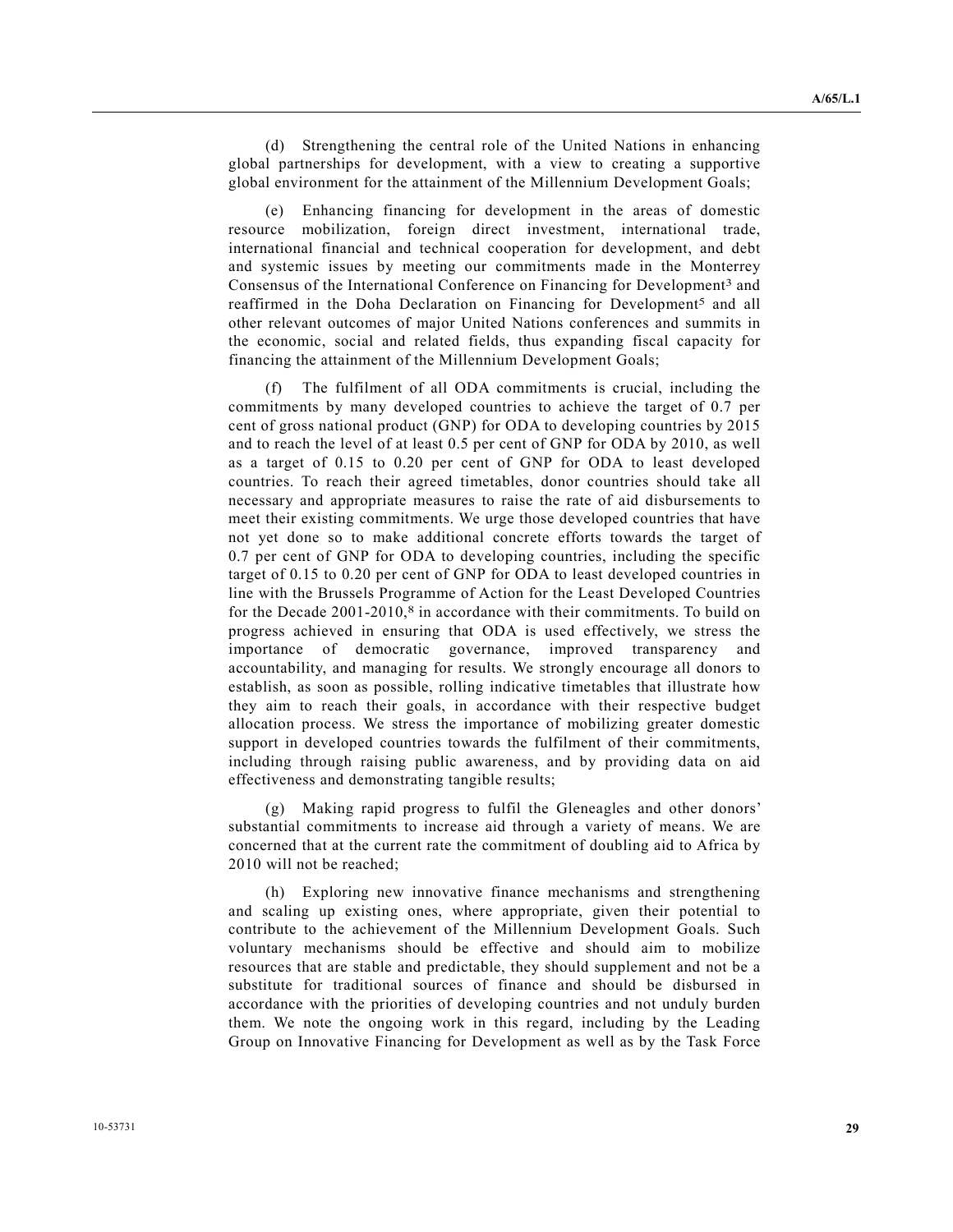(d) Strengthening the central role of the United Nations in enhancing global partnerships for development, with a view to creating a supportive global environment for the attainment of the Millennium Development Goals;

(e) Enhancing financing for development in the areas of domestic resource mobilization, foreign direct investment, international trade, international financial and technical cooperation for development, and debt and systemic issues by meeting our commitments made in the Monterrey Consensus of the International Conference on Financing for Development[3] and reaffirmed in the Doha Declaration on Financing for Development[5] and all other relevant outcomes of major United Nations conferences and summits in the economic, social and related fields, thus expanding fiscal capacity for financing the attainment of the Millennium Development Goals;

(f) The fulfilment of all ODA commitments is crucial, including the commitments by many developed countries to achieve the target of 0.7 per cent of gross national product (GNP) for ODA to developing countries by 2015 and to reach the level of at least 0.5 per cent of GNP for ODA by 2010, as well as a target of 0.15 to 0.20 per cent of GNP for ODA to least developed countries. To reach their agreed timetables, donor countries should take all necessary and appropriate measures to raise the rate of aid disbursements to meet their existing commitments. We urge those developed countries that have not yet done so to make additional concrete efforts towards the target of 0.7 per cent of GNP for ODA to developing countries, including the specific target of 0.15 to 0.20 per cent of GNP for ODA to least developed countries in line with the Brussels Programme of Action for the Least Developed Countries for the Decade 2001-2010,[8] in accordance with their commitments. To build on progress achieved in ensuring that ODA is used effectively, we stress the importance of democratic governance, improved transparency and accountability, and managing for results. We strongly encourage all donors to establish, as soon as possible, rolling indicative timetables that illustrate how they aim to reach their goals, in accordance with their respective budget allocation process. We stress the importance of mobilizing greater domestic support in developed countries towards the fulfilment of their commitments, including through raising public awareness, and by providing data on aid effectiveness and demonstrating tangible results;

(g) Making rapid progress to fulfil the Gleneagles and other donors' substantial commitments to increase aid through a variety of means. We are concerned that at the current rate the commitment of doubling aid to Africa by 2010 will not be reached;

(h) Exploring new innovative finance mechanisms and strengthening and scaling up existing ones, where appropriate, given their potential to contribute to the achievement of the Millennium Development Goals. Such voluntary mechanisms should be effective and should aim to mobilize resources that are stable and predictable, they should supplement and not be a substitute for traditional sources of finance and should be disbursed in accordance with the priorities of developing countries and not unduly burden them. We note the ongoing work in this regard, including by the Leading Group on Innovative Financing for Development as well as by the Task Force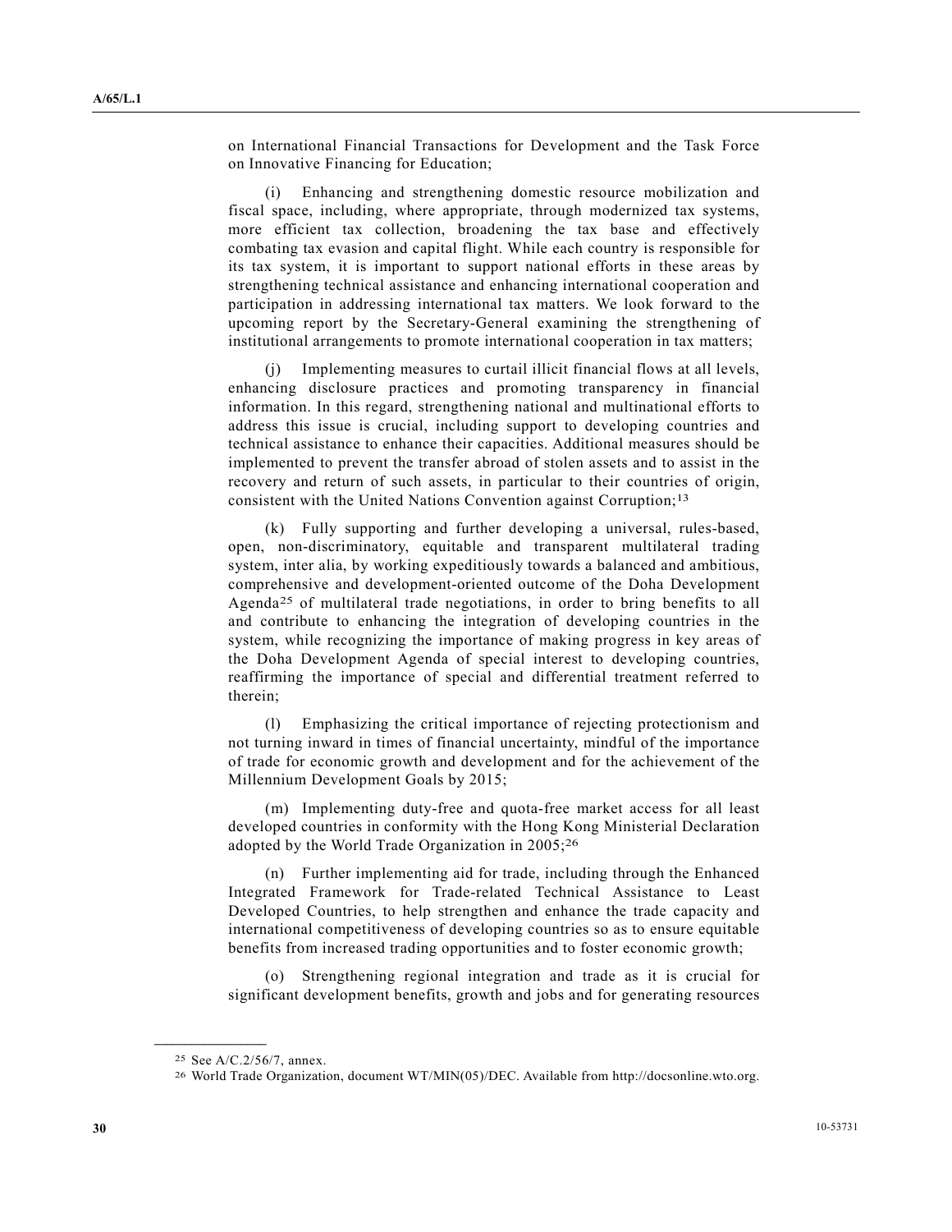on International Financial Transactions for Development and the Task Force on Innovative Financing for Education;

(i) Enhancing and strengthening domestic resource mobilization and fiscal space, including, where appropriate, through modernized tax systems, more efficient tax collection, broadening the tax base and effectively combating tax evasion and capital flight. While each country is responsible for its tax system, it is important to support national efforts in these areas by strengthening technical assistance and enhancing international cooperation and participation in addressing international tax matters. We look forward to the upcoming report by the Secretary-General examining the strengthening of institutional arrangements to promote international cooperation in tax matters;

(j) Implementing measures to curtail illicit financial flows at all levels, enhancing disclosure practices and promoting transparency in financial information. In this regard, strengthening national and multinational efforts to address this issue is crucial, including support to developing countries and technical assistance to enhance their capacities. Additional measures should be implemented to prevent the transfer abroad of stolen assets and to assist in the recovery and return of such assets, in particular to their countries of origin, consistent with the United Nations Convention against Corruption;[13]

(k) Fully supporting and further developing a universal, rules-based, open, non-discriminatory, equitable and transparent multilateral trading system, inter alia, by working expeditiously towards a balanced and ambitious, comprehensive and development-oriented outcome of the Doha Development Agenda[25] of multilateral trade negotiations, in order to bring benefits to all and contribute to enhancing the integration of developing countries in the system, while recognizing the importance of making progress in key areas of the Doha Development Agenda of special interest to developing countries, reaffirming the importance of special and differential treatment referred to therein;

(l) Emphasizing the critical importance of rejecting protectionism and not turning inward in times of financial uncertainty, mindful of the importance of trade for economic growth and development and for the achievement of the Millennium Development Goals by 2015;

(m) Implementing duty-free and quota-free market access for all least developed countries in conformity with the Hong Kong Ministerial Declaration adopted by the World Trade Organization in 2005;[26]

(n) Further implementing aid for trade, including through the Enhanced Integrated Framework for Trade-related Technical Assistance to Least Developed Countries, to help strengthen and enhance the trade capacity and international competitiveness of developing countries so as to ensure equitable benefits from increased trading opportunities and to foster economic growth;

(o) Strengthening regional integration and trade as it is crucial for significant development benefits, growth and jobs and for generating resources

---

[25] See A/C.2/56/7, annex.

[26] World Trade Organization, document WT/MIN(05)/DEC. Available from http://docsonline.wto.org.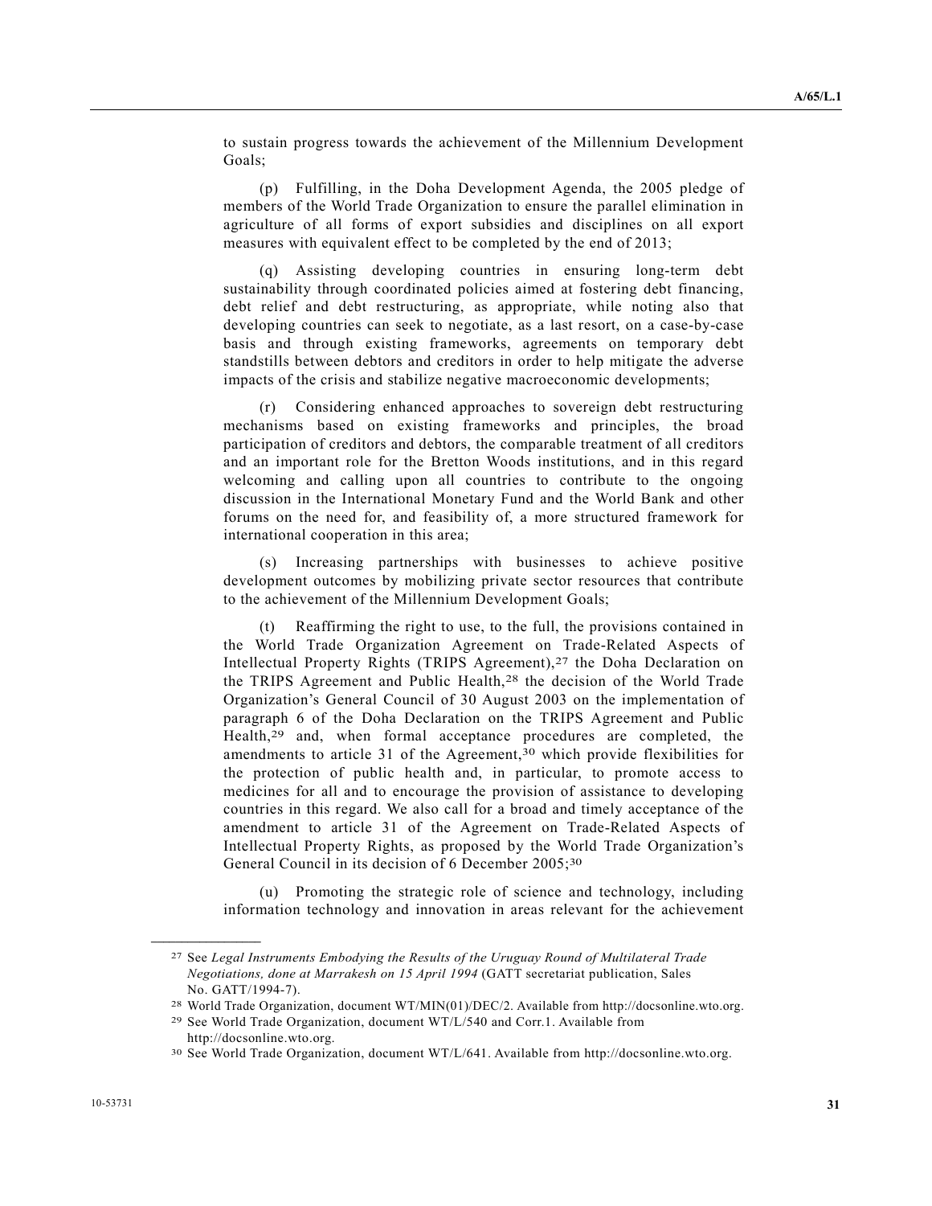to sustain progress towards the achievement of the Millennium Development Goals;

(p) Fulfilling, in the Doha Development Agenda, the 2005 pledge of members of the World Trade Organization to ensure the parallel elimination in agriculture of all forms of export subsidies and disciplines on all export measures with equivalent effect to be completed by the end of 2013;

(q) Assisting developing countries in ensuring long-term debt sustainability through coordinated policies aimed at fostering debt financing, debt relief and debt restructuring, as appropriate, while noting also that developing countries can seek to negotiate, as a last resort, on a case-by-case basis and through existing frameworks, agreements on temporary debt standstills between debtors and creditors in order to help mitigate the adverse impacts of the crisis and stabilize negative macroeconomic developments;

(r) Considering enhanced approaches to sovereign debt restructuring mechanisms based on existing frameworks and principles, the broad participation of creditors and debtors, the comparable treatment of all creditors and an important role for the Bretton Woods institutions, and in this regard welcoming and calling upon all countries to contribute to the ongoing discussion in the International Monetary Fund and the World Bank and other forums on the need for, and feasibility of, a more structured framework for international cooperation in this area;

(s) Increasing partnerships with businesses to achieve positive development outcomes by mobilizing private sector resources that contribute to the achievement of the Millennium Development Goals;

(t) Reaffirming the right to use, to the full, the provisions contained in the World Trade Organization Agreement on Trade-Related Aspects of Intellectual Property Rights (TRIPS Agreement),[27] the Doha Declaration on the TRIPS Agreement and Public Health,[28] the decision of the World Trade Organization's General Council of 30 August 2003 on the implementation of paragraph 6 of the Doha Declaration on the TRIPS Agreement and Public Health,[29] and, when formal acceptance procedures are completed, the amendments to article 31 of the Agreement,[30] which provide flexibilities for the protection of public health and, in particular, to promote access to medicines for all and to encourage the provision of assistance to developing countries in this regard. We also call for a broad and timely acceptance of the amendment to article 31 of the Agreement on Trade-Related Aspects of Intellectual Property Rights, as proposed by the World Trade Organization's General Council in its decision of 6 December 2005;[30]

(u) Promoting the strategic role of science and technology, including information technology and innovation in areas relevant for the achievement

---

[27] See *Legal Instruments Embodying the Results of the Uruguay Round of Multilateral Trade Negotiations, done at Marrakesh on 15 April 1994* (GATT secretariat publication, Sales No. GATT/1994-7).

[28] World Trade Organization, document WT/MIN(01)/DEC/2. Available from http://docsonline.wto.org.

[29] See World Trade Organization, document WT/L/540 and Corr.1. Available from http://docsonline.wto.org.

[30] See World Trade Organization, document WT/L/641. Available from http://docsonline.wto.org.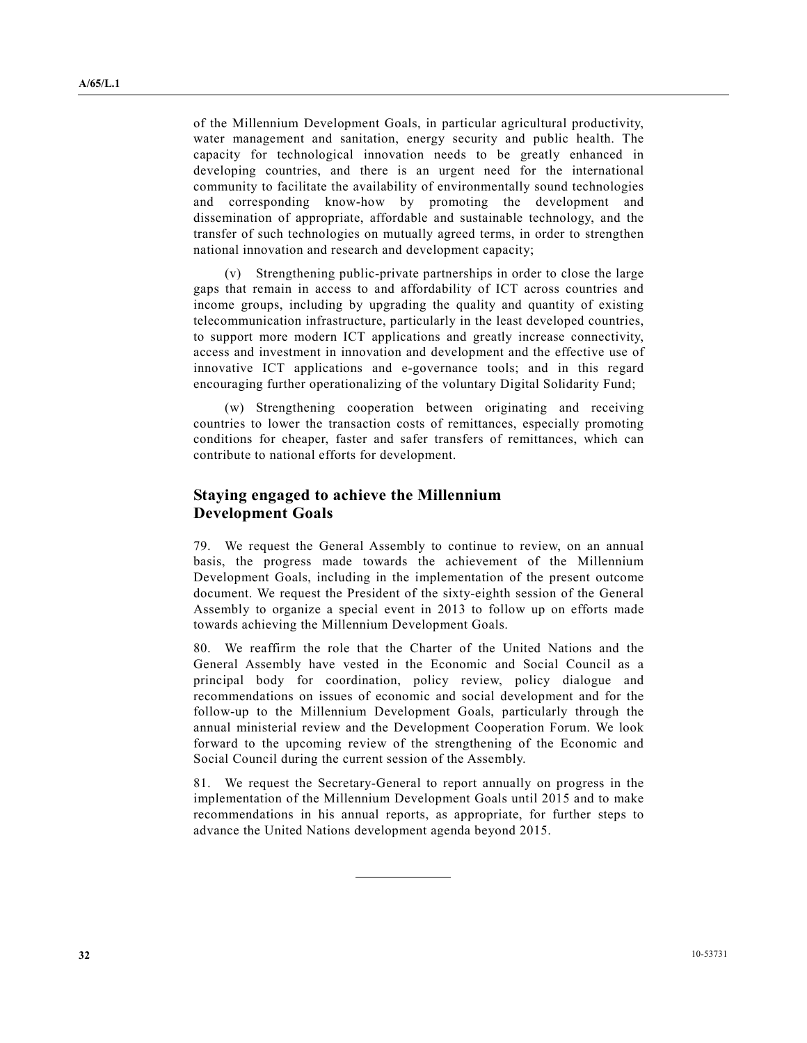of the Millennium Development Goals, in particular agricultural productivity, water management and sanitation, energy security and public health. The capacity for technological innovation needs to be greatly enhanced in developing countries, and there is an urgent need for the international community to facilitate the availability of environmentally sound technologies and corresponding know-how by promoting the development and dissemination of appropriate, affordable and sustainable technology, and the transfer of such technologies on mutually agreed terms, in order to strengthen national innovation and research and development capacity;

(v) Strengthening public-private partnerships in order to close the large gaps that remain in access to and affordability of ICT across countries and income groups, including by upgrading the quality and quantity of existing telecommunication infrastructure, particularly in the least developed countries, to support more modern ICT applications and greatly increase connectivity, access and investment in innovation and development and the effective use of innovative ICT applications and e-governance tools; and in this regard encouraging further operationalizing of the voluntary Digital Solidarity Fund;

(w) Strengthening cooperation between originating and receiving countries to lower the transaction costs of remittances, especially promoting conditions for cheaper, faster and safer transfers of remittances, which can contribute to national efforts for development.

## Staying engaged to achieve the Millennium Development Goals

79. We request the General Assembly to continue to review, on an annual basis, the progress made towards the achievement of the Millennium Development Goals, including in the implementation of the present outcome document. We request the President of the sixty-eighth session of the General Assembly to organize a special event in 2013 to follow up on efforts made towards achieving the Millennium Development Goals.

80. We reaffirm the role that the Charter of the United Nations and the General Assembly have vested in the Economic and Social Council as a principal body for coordination, policy review, policy dialogue and recommendations on issues of economic and social development and for the follow-up to the Millennium Development Goals, particularly through the annual ministerial review and the Development Cooperation Forum. We look forward to the upcoming review of the strengthening of the Economic and Social Council during the current session of the Assembly.

81. We request the Secretary-General to report annually on progress in the implementation of the Millennium Development Goals until 2015 and to make recommendations in his annual reports, as appropriate, for further steps to advance the United Nations development agenda beyond 2015.